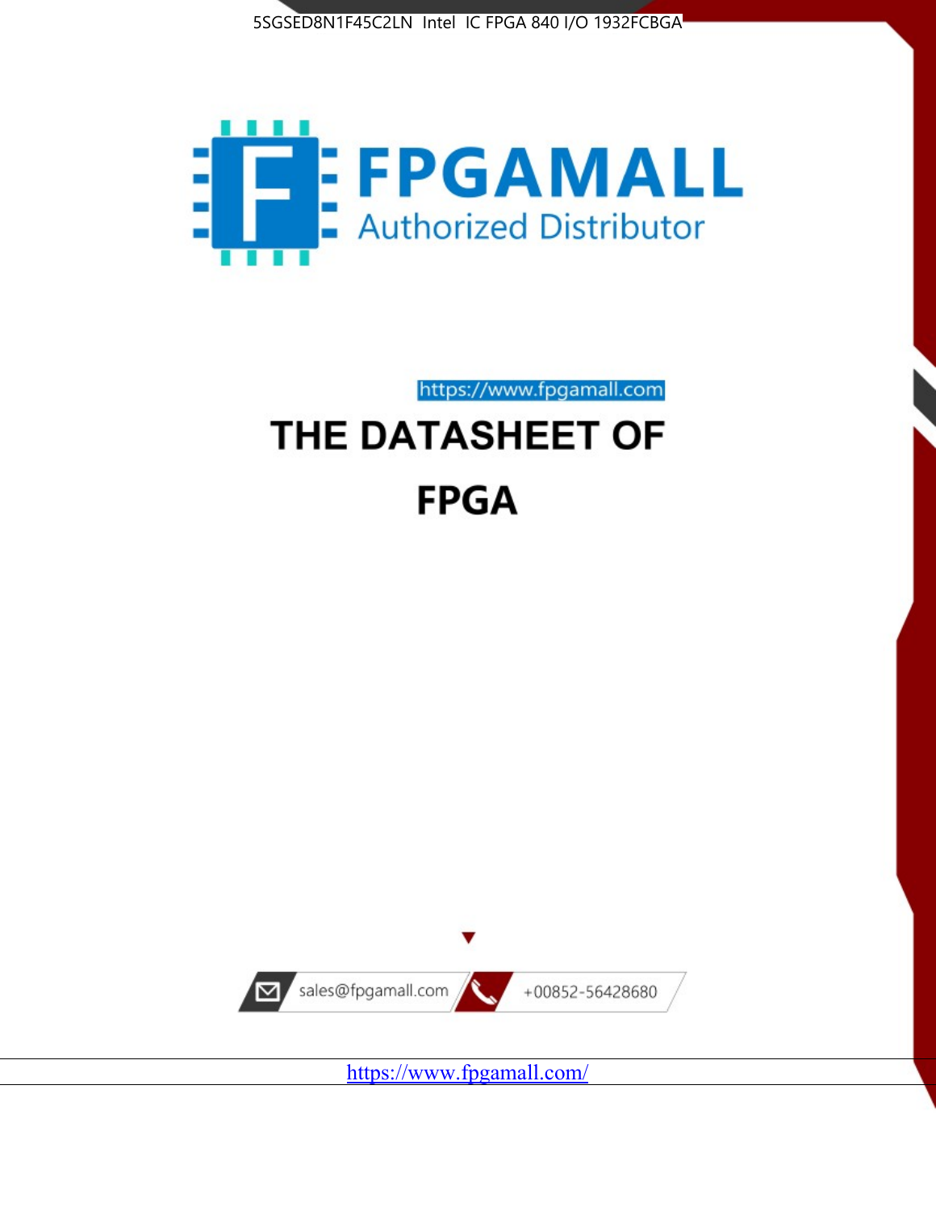5SGSED8N1F45C2LN Intel IC FPGA 840 I/O 1932FCBGA

FPGAMALL

Authorized Distributor

https://www.fpgamall.com

# THE DATASHEET OF

# FPGA

sales@fpgamall.com

+00852-56428680

https://www.fpgamall.com/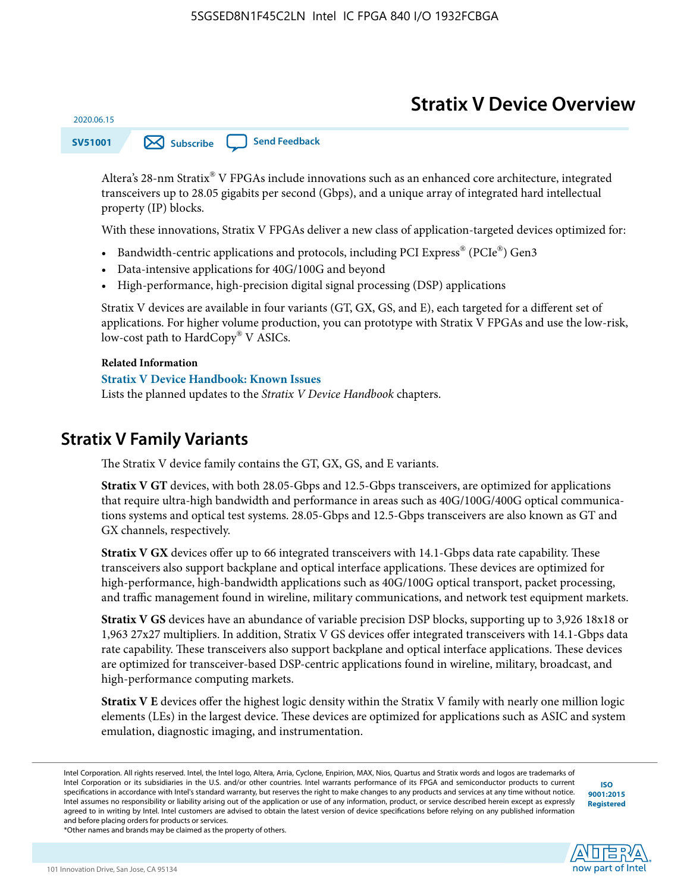# Stratix V Device Overview

2020.06.15

SV51001

Altera's 28-nm Stratix® V FPGAs include innovations such as an enhanced core architecture, integrated transceivers up to 28.05 gigabits per second (Gbps), and a unique array of integrated hard intellectual property (IP) blocks.

With these innovations, Stratix V FPGAs deliver a new class of application-targeted devices optimized for:

- Bandwidth-centric applications and protocols, including PCI Express® (PCIe®) Gen3
- Data-intensive applications for 40G/100G and beyond
- High-performance, high-precision digital signal processing (DSP) applications

Stratix V devices are available in four variants (GT, GX, GS, and E), each targeted for a different set of applications. For higher volume production, you can prototype with Stratix V FPGAs and use the low-risk, low-cost path to HardCopy® V ASICs.

**Related Information**

**Stratix V Device Handbook: Known Issues**

Lists the planned updates to the *Stratix V Device Handbook* chapters.

## Stratix V Family Variants

The Stratix V device family contains the GT, GX, GS, and E variants.

**Stratix V GT** devices, with both 28.05-Gbps and 12.5-Gbps transceivers, are optimized for applications that require ultra-high bandwidth and performance in areas such as 40G/100G/400G optical communications systems and optical test systems. 28.05-Gbps and 12.5-Gbps transceivers are also known as GT and GX channels, respectively.

**Stratix V GX** devices offer up to 66 integrated transceivers with 14.1-Gbps data rate capability. These transceivers also support backplane and optical interface applications. These devices are optimized for high-performance, high-bandwidth applications such as 40G/100G optical transport, packet processing, and traffic management found in wireline, military communications, and network test equipment markets.

**Stratix V GS** devices have an abundance of variable precision DSP blocks, supporting up to 3,926 18x18 or 1,963 27x27 multipliers. In addition, Stratix V GS devices offer integrated transceivers with 14.1-Gbps data rate capability. These transceivers also support backplane and optical interface applications. These devices are optimized for transceiver-based DSP-centric applications found in wireline, military, broadcast, and high-performance computing markets.

**Stratix V E** devices offer the highest logic density within the Stratix V family with nearly one million logic elements (LEs) in the largest device. These devices are optimized for applications such as ASIC and system emulation, diagnostic imaging, and instrumentation.

Intel Corporation. All rights reserved. Intel, the Intel logo, Altera, Arria, Cyclone, Enpirion, MAX, Nios, Quartus and Stratix words and logos are trademarks of Intel Corporation or its subsidiaries in the U.S. and/or other countries. Intel warrants performance of its FPGA and semiconductor products to current specifications in accordance with Intel's standard warranty, but reserves the right to make changes to any products and services at any time without notice. Intel assumes no responsibility or liability arising out of the application or use of any information, product, or service described herein except as expressly agreed to in writing by Intel. Intel customers are advised to obtain the latest version of device specifications before relying on any published information and before placing orders for products or services.
*Other names and brands may be claimed as the property of others.

ISO 9001:2015 Registered

101 Innovation Drive, San Jose, CA 95134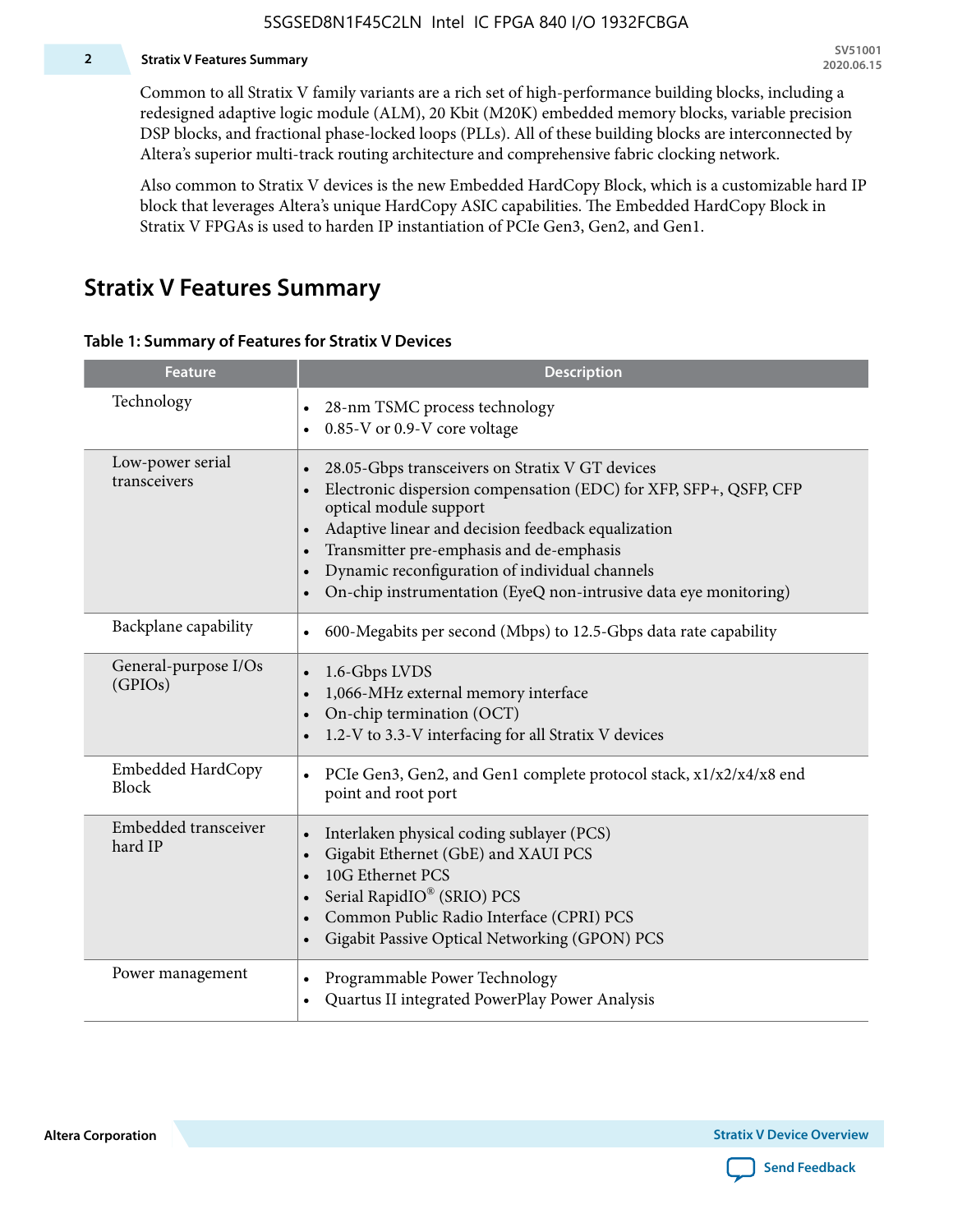Common to all Stratix V family variants are a rich set of high-performance building blocks, including a redesigned adaptive logic module (ALM), 20 Kbit (M20K) embedded memory blocks, variable precision DSP blocks, and fractional phase-locked loops (PLLs). All of these building blocks are interconnected by Altera's superior multi-track routing architecture and comprehensive fabric clocking network.

Also common to Stratix V devices is the new Embedded HardCopy Block, which is a customizable hard IP block that leverages Altera's unique HardCopy ASIC capabilities. The Embedded HardCopy Block in Stratix V FPGAs is used to harden IP instantiation of PCIe Gen3, Gen2, and Gen1.

## Stratix V Features Summary

**Table 1: Summary of Features for Stratix V Devices**

| Feature | Description |
|---|---|
| Technology | • 28-nm TSMC process technology<br>• 0.85-V or 0.9-V core voltage |
| Low-power serial transceivers | • 28.05-Gbps transceivers on Stratix V GT devices<br>• Electronic dispersion compensation (EDC) for XFP, SFP+, QSFP, CFP optical module support<br>• Adaptive linear and decision feedback equalization<br>• Transmitter pre-emphasis and de-emphasis<br>• Dynamic reconfiguration of individual channels<br>• On-chip instrumentation (EyeQ non-intrusive data eye monitoring) |
| Backplane capability | • 600-Megabits per second (Mbps) to 12.5-Gbps data rate capability |
| General-purpose I/Os (GPIOs) | • 1.6-Gbps LVDS<br>• 1,066-MHz external memory interface<br>• On-chip termination (OCT)<br>• 1.2-V to 3.3-V interfacing for all Stratix V devices |
| Embedded HardCopy Block | • PCIe Gen3, Gen2, and Gen1 complete protocol stack, x1/x2/x4/x8 end point and root port |
| Embedded transceiver hard IP | • Interlaken physical coding sublayer (PCS)<br>• Gigabit Ethernet (GbE) and XAUI PCS<br>• 10G Ethernet PCS<br>• Serial RapidIO® (SRIO) PCS<br>• Common Public Radio Interface (CPRI) PCS<br>• Gigabit Passive Optical Networking (GPON) PCS |
| Power management | • Programmable Power Technology<br>• Quartus II integrated PowerPlay Power Analysis |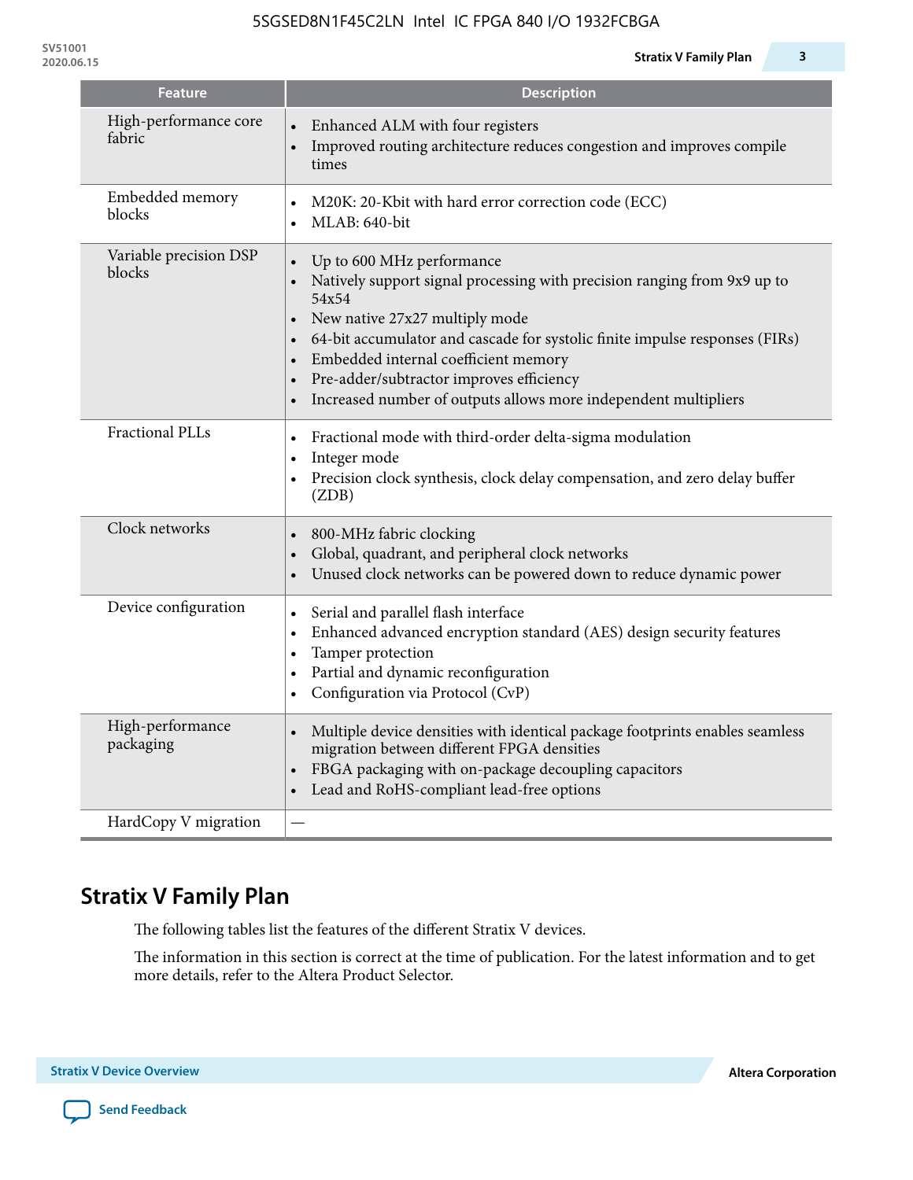| Feature | Description |
|---|---|
| High-performance core fabric | • Enhanced ALM with four registers<br>• Improved routing architecture reduces congestion and improves compile times |
| Embedded memory blocks | • M20K: 20-Kbit with hard error correction code (ECC)<br>• MLAB: 640-bit |
| Variable precision DSP blocks | • Up to 600 MHz performance<br>• Natively support signal processing with precision ranging from 9x9 up to 54x54<br>• New native 27x27 multiply mode<br>• 64-bit accumulator and cascade for systolic finite impulse responses (FIRs)<br>• Embedded internal coefficient memory<br>• Pre-adder/subtractor improves efficiency<br>• Increased number of outputs allows more independent multipliers |
| Fractional PLLs | • Fractional mode with third-order delta-sigma modulation<br>• Integer mode<br>• Precision clock synthesis, clock delay compensation, and zero delay buffer (ZDB) |
| Clock networks | • 800-MHz fabric clocking<br>• Global, quadrant, and peripheral clock networks<br>• Unused clock networks can be powered down to reduce dynamic power |
| Device configuration | • Serial and parallel flash interface<br>• Enhanced advanced encryption standard (AES) design security features<br>• Tamper protection<br>• Partial and dynamic reconfiguration<br>• Configuration via Protocol (CvP) |
| High-performance packaging | • Multiple device densities with identical package footprints enables seamless migration between different FPGA densities<br>• FBGA packaging with on-package decoupling capacitors<br>• Lead and RoHS-compliant lead-free options |
| HardCopy V migration | — |

## Stratix V Family Plan

The following tables list the features of the different Stratix V devices.

The information in this section is correct at the time of publication. For the latest information and to get more details, refer to the Altera Product Selector.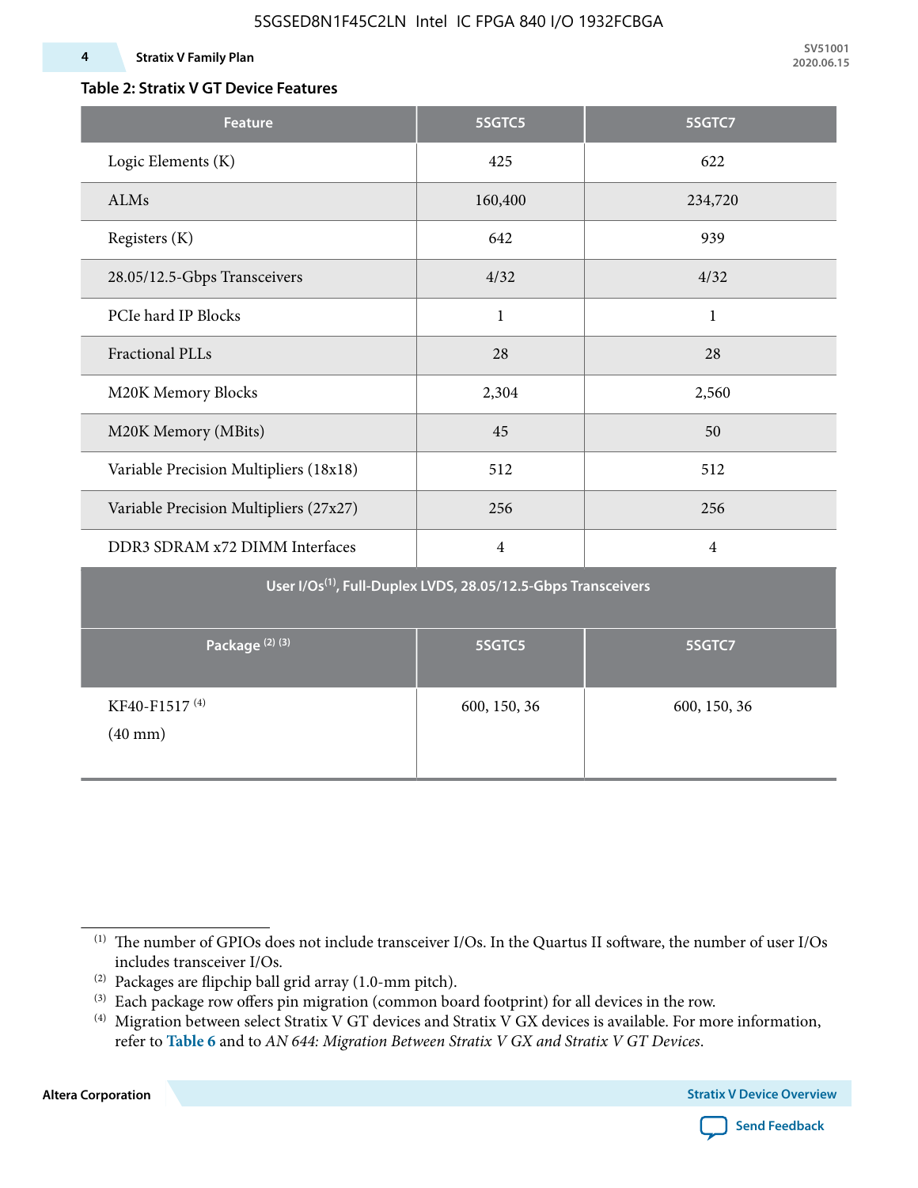**Table 2: Stratix V GT Device Features**

| Feature | 5SGTC5 | 5SGTC7 |
|---|---|---|
| Logic Elements (K) | 425 | 622 |
| ALMs | 160,400 | 234,720 |
| Registers (K) | 642 | 939 |
| 28.05/12.5-Gbps Transceivers | 4/32 | 4/32 |
| PCIe hard IP Blocks | 1 | 1 |
| Fractional PLLs | 28 | 28 |
| M20K Memory Blocks | 2,304 | 2,560 |
| M20K Memory (MBits) | 45 | 50 |
| Variable Precision Multipliers (18x18) | 512 | 512 |
| Variable Precision Multipliers (27x27) | 256 | 256 |
| DDR3 SDRAM x72 DIMM Interfaces | 4 | 4 |
| **User I/Os[(1)], Full-Duplex LVDS, 28.05/12.5-Gbps Transceivers** | | |
| **Package [(2)] [(3)]** | **5SGTC5** | **5SGTC7** |
| KF40-F1517 [(4)] (40 mm) | 600, 150, 36 | 600, 150, 36 |

(1) The number of GPIOs does not include transceiver I/Os. In the Quartus II software, the number of user I/Os includes transceiver I/Os.

(2) Packages are flipchip ball grid array (1.0-mm pitch).

(3) Each package row offers pin migration (common board footprint) for all devices in the row.

(4) Migration between select Stratix V GT devices and Stratix V GX devices is available. For more information, refer to **Table 6** and to *AN 644: Migration Between Stratix V GX and Stratix V GT Devices*.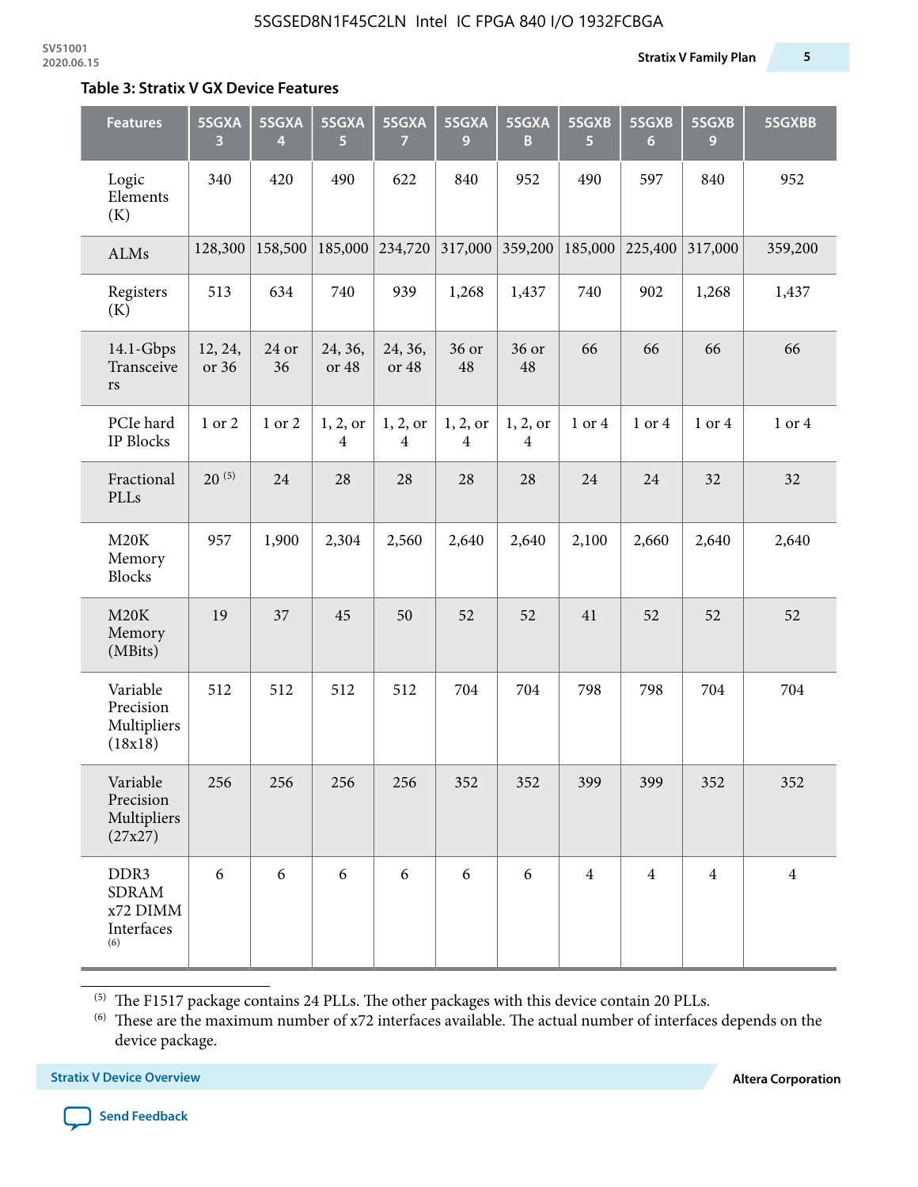**Table 3: Stratix V GX Device Features**

| Features | 5SGXA 3 | 5SGXA 4 | 5SGXA 5 | 5SGXA 7 | 5SGXA 9 | 5SGXA B | 5SGXB 5 | 5SGXB 6 | 5SGXB 9 | 5SGXBB |
|---|---|---|---|---|---|---|---|---|---|---|
| Logic Elements (K) | 340 | 420 | 490 | 622 | 840 | 952 | 490 | 597 | 840 | 952 |
| ALMs | 128,300 | 158,500 | 185,000 | 234,720 | 317,000 | 359,200 | 185,000 | 225,400 | 317,000 | 359,200 |
| Registers (K) | 513 | 634 | 740 | 939 | 1,268 | 1,437 | 740 | 902 | 1,268 | 1,437 |
| 14.1-Gbps Transceivers | 12, 24, or 36 | 24 or 36 | 24, 36, or 48 | 24, 36, or 48 | 36 or 48 | 36 or 48 | 66 | 66 | 66 | 66 |
| PCIe hard IP Blocks | 1 or 2 | 1 or 2 | 1, 2, or 4 | 1, 2, or 4 | 1, 2, or 4 | 1, 2, or 4 | 1 or 4 | 1 or 4 | 1 or 4 | 1 or 4 |
| Fractional PLLs | 20 [5] | 24 | 28 | 28 | 28 | 28 | 24 | 24 | 32 | 32 |
| M20K Memory Blocks | 957 | 1,900 | 2,304 | 2,560 | 2,640 | 2,640 | 2,100 | 2,660 | 2,640 | 2,640 |
| M20K Memory (MBits) | 19 | 37 | 45 | 50 | 52 | 52 | 41 | 52 | 52 | 52 |
| Variable Precision Multipliers (18x18) | 512 | 512 | 512 | 512 | 704 | 704 | 798 | 798 | 704 | 704 |
| Variable Precision Multipliers (27x27) | 256 | 256 | 256 | 256 | 352 | 352 | 399 | 399 | 352 | 352 |
| DDR3 SDRAM x72 DIMM Interfaces [6] | 6 | 6 | 6 | 6 | 6 | 6 | 4 | 4 | 4 | 4 |

[5] The F1517 package contains 24 PLLs. The other packages with this device contain 20 PLLs.

[6] These are the maximum number of x72 interfaces available. The actual number of interfaces depends on the device package.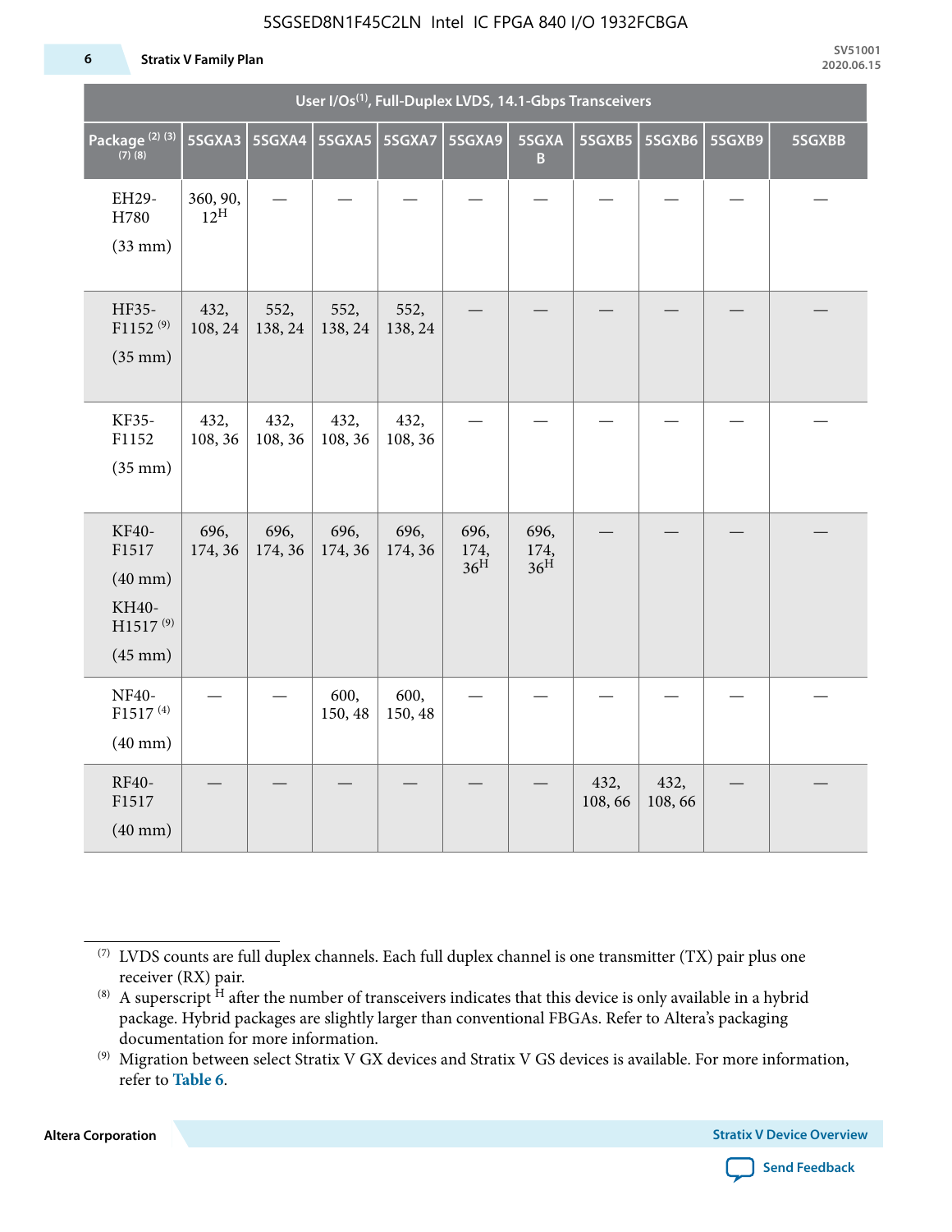| User I/Os(1), Full-Duplex LVDS, 14.1-Gbps Transceivers | | | | | | | | | | |
|---|---|---|---|---|---|---|---|---|---|---|
| Package (2) (3) (7) (8) | 5SGXA3 | 5SGXA4 | 5SGXA5 | 5SGXA7 | 5SGXA9 | 5SGXAB | 5SGXB5 | 5SGXB6 | 5SGXB9 | 5SGXBB |
| EH29-H780 (33 mm) | 360, 90, 12H | — | — | — | — | — | — | — | — | — |
| HF35-F1152 (9) (35 mm) | 432, 108, 24 | 552, 138, 24 | 552, 138, 24 | 552, 138, 24 | — | — | — | — | — | — |
| KF35-F1152 (35 mm) | 432, 108, 36 | 432, 108, 36 | 432, 108, 36 | 432, 108, 36 | — | — | — | — | — | — |
| KF40-F1517 (40 mm) KH40-H1517 (9) (45 mm) | 696, 174, 36 | 696, 174, 36 | 696, 174, 36 | 696, 174, 36 | 696, 174, 36H | 696, 174, 36H | — | — | — | — |
| NF40-F1517 (4) (40 mm) | — | — | 600, 150, 48 | 600, 150, 48 | — | — | — | — | — | — |
| RF40-F1517 (40 mm) | — | — | — | — | — | — | 432, 108, 66 | 432, 108, 66 | — | — |

(7) LVDS counts are full duplex channels. Each full duplex channel is one transmitter (TX) pair plus one receiver (RX) pair.

(8) A superscript H after the number of transceivers indicates that this device is only available in a hybrid package. Hybrid packages are slightly larger than conventional FBGAs. Refer to Altera's packaging documentation for more information.

(9) Migration between select Stratix V GX devices and Stratix V GS devices is available. For more information, refer to **Table 6**.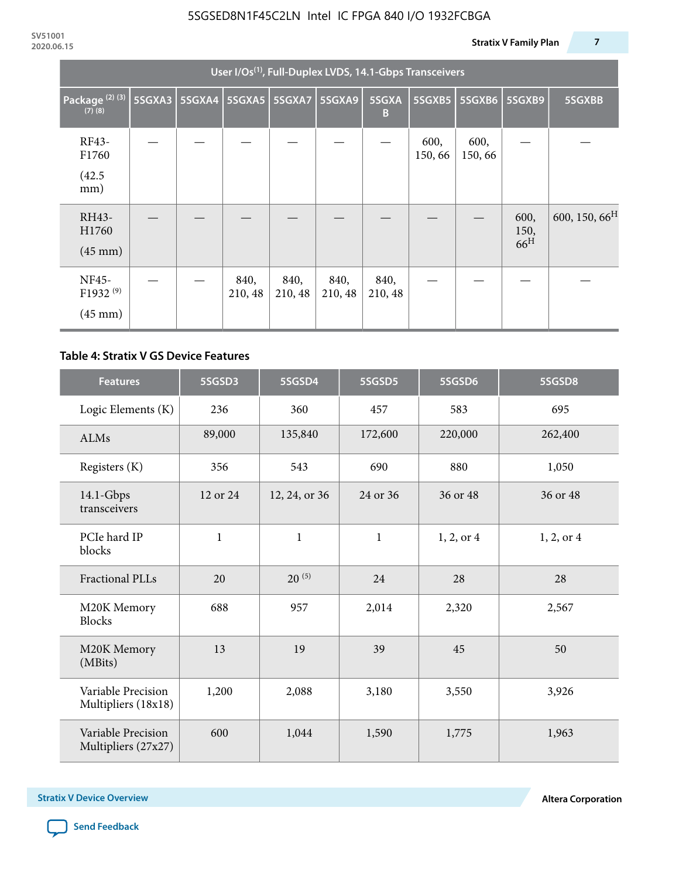| User I/Os(1), Full-Duplex LVDS, 14.1-Gbps Transceivers | | | | | | | | | | |
|---|---|---|---|---|---|---|---|---|---|---|
| Package (2) (3) (7) (8) | 5SGXA3 | 5SGXA4 | 5SGXA5 | 5SGXA7 | 5SGXA9 | 5SGXAB | 5SGXB5 | 5SGXB6 | 5SGXB9 | 5SGXBB |
| RF43-F1760 (42.5 mm) | — | — | — | — | — | — | 600, 150, 66 | 600, 150, 66 | — | — |
| RH43-H1760 (45 mm) | — | — | — | — | — | — | — | — | 600, 150, 66H | 600, 150, 66H |
| NF45-F1932 (9) (45 mm) | — | — | 840, 210, 48 | 840, 210, 48 | 840, 210, 48 | 840, 210, 48 | — | — | — | — |

**Table 4: Stratix V GS Device Features**

| Features | 5SGSD3 | 5SGSD4 | 5SGSD5 | 5SGSD6 | 5SGSD8 |
|---|---|---|---|---|---|
| Logic Elements (K) | 236 | 360 | 457 | 583 | 695 |
| ALMs | 89,000 | 135,840 | 172,600 | 220,000 | 262,400 |
| Registers (K) | 356 | 543 | 690 | 880 | 1,050 |
| 14.1-Gbps transceivers | 12 or 24 | 12, 24, or 36 | 24 or 36 | 36 or 48 | 36 or 48 |
| PCIe hard IP blocks | 1 | 1 | 1 | 1, 2, or 4 | 1, 2, or 4 |
| Fractional PLLs | 20 | 20 (5) | 24 | 28 | 28 |
| M20K Memory Blocks | 688 | 957 | 2,014 | 2,320 | 2,567 |
| M20K Memory (MBits) | 13 | 19 | 39 | 45 | 50 |
| Variable Precision Multipliers (18x18) | 1,200 | 2,088 | 3,180 | 3,550 | 3,926 |
| Variable Precision Multipliers (27x27) | 600 | 1,044 | 1,590 | 1,775 | 1,963 |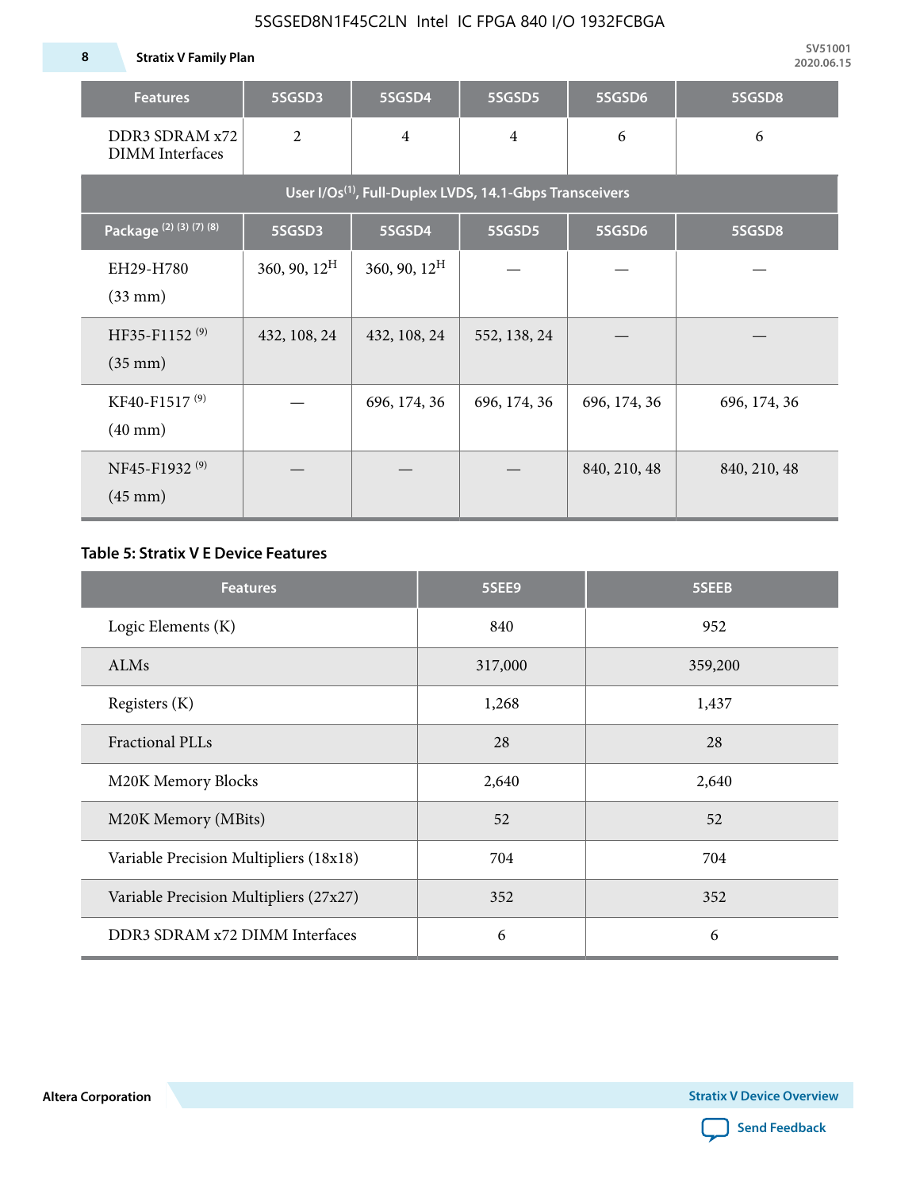| Features | 5SGSD3 | 5SGSD4 | 5SGSD5 | 5SGSD6 | 5SGSD8 |
| --- | --- | --- | --- | --- | --- |
| DDR3 SDRAM x72 DIMM Interfaces | 2 | 4 | 4 | 6 | 6 |
| User I/Os[(1)], Full-Duplex LVDS, 14.1-Gbps Transceivers | | | | | |
| Package [(2) (3) (7) (8)] | 5SGSD3 | 5SGSD4 | 5SGSD5 | 5SGSD6 | 5SGSD8 |
| EH29-H780 (33 mm) | 360, 90, 12[H] | 360, 90, 12[H] | — | — | — |
| HF35-F1152 [(9)] (35 mm) | 432, 108, 24 | 432, 108, 24 | 552, 138, 24 | — | — |
| KF40-F1517 [(9)] (40 mm) | — | 696, 174, 36 | 696, 174, 36 | 696, 174, 36 | 696, 174, 36 |
| NF45-F1932 [(9)] (45 mm) | — | — | — | 840, 210, 48 | 840, 210, 48 |

**Table 5: Stratix V E Device Features**

| Features | 5SEE9 | 5SEEB |
| --- | --- | --- |
| Logic Elements (K) | 840 | 952 |
| ALMs | 317,000 | 359,200 |
| Registers (K) | 1,268 | 1,437 |
| Fractional PLLs | 28 | 28 |
| M20K Memory Blocks | 2,640 | 2,640 |
| M20K Memory (MBits) | 52 | 52 |
| Variable Precision Multipliers (18x18) | 704 | 704 |
| Variable Precision Multipliers (27x27) | 352 | 352 |
| DDR3 SDRAM x72 DIMM Interfaces | 6 | 6 |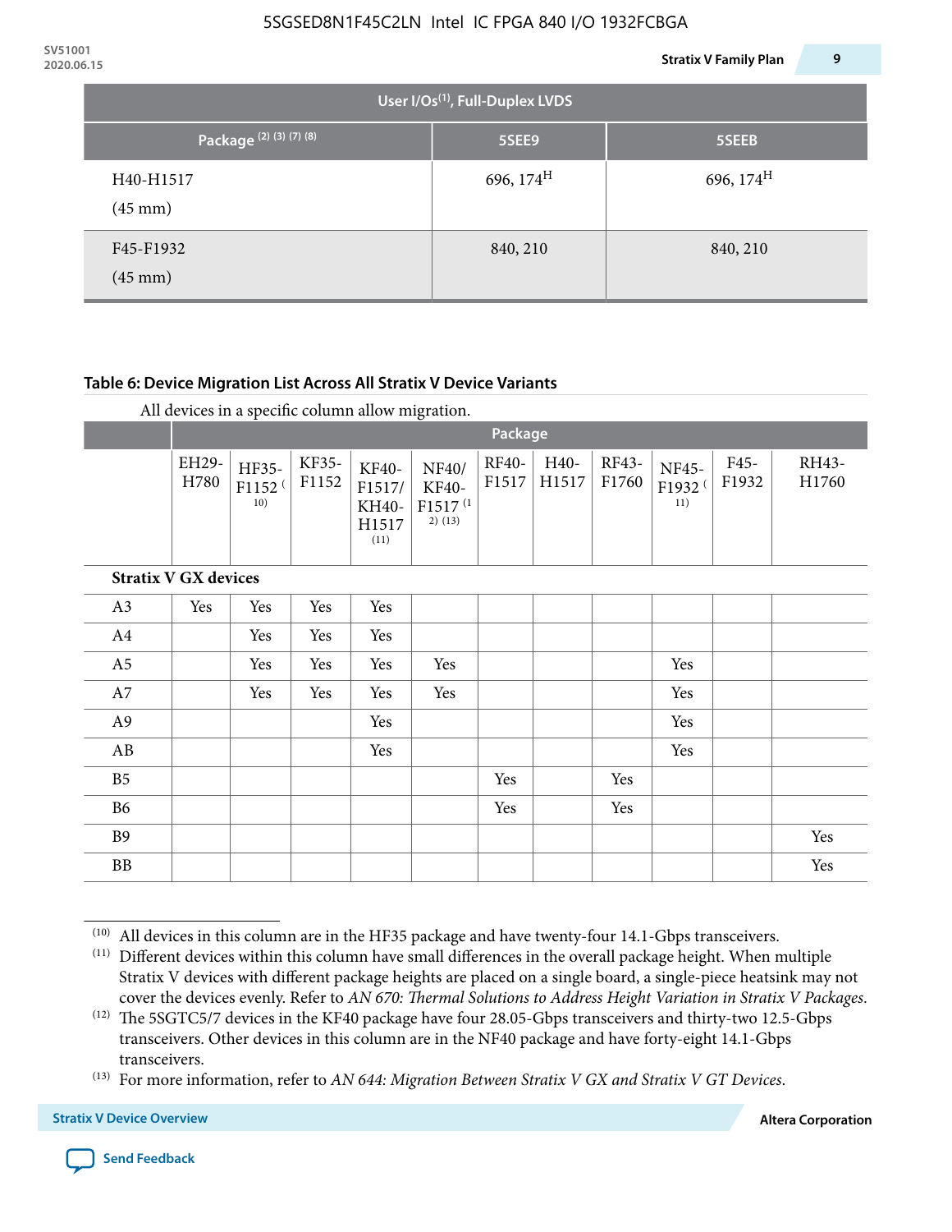| User I/Os(1), Full-Duplex LVDS | | |
|---|---|---|
| Package (2) (3) (7) (8) | 5SEE9 | 5SEEB |
| H40-H1517 (45 mm) | 696, 174H | 696, 174H |
| F45-F1932 (45 mm) | 840, 210 | 840, 210 |

**Table 6: Device Migration List Across All Stratix V Device Variants**

All devices in a specific column allow migration.

| | Package | | | | | | | | | | |
|---|---|---|---|---|---|---|---|---|---|---|---|
| | EH29-H780 | HF35-F1152 (10) | KF35-F1152 | KF40-F1517/KH40-H1517 (11) | NF40/KF40-F1517 (12) (13) | RF40-F1517 | H40-H1517 | RF43-F1760 | NF45-F1932 (11) | F45-F1932 | RH43-H1760 |
| **Stratix V GX devices** | | | | | | | | | | | |
| A3 | Yes | Yes | Yes | Yes | | | | | | | |
| A4 | | Yes | Yes | Yes | | | | | | | |
| A5 | | Yes | Yes | Yes | Yes | | | | Yes | | |
| A7 | | Yes | Yes | Yes | Yes | | | | Yes | | |
| A9 | | | | Yes | | | | | Yes | | |
| AB | | | | Yes | | | | | Yes | | |
| B5 | | | | | | Yes | | Yes | | | |
| B6 | | | | | | Yes | | Yes | | | |
| B9 | | | | | | | | | | | Yes |
| BB | | | | | | | | | | | Yes |

(10) All devices in this column are in the HF35 package and have twenty-four 14.1-Gbps transceivers.

(11) Different devices within this column have small differences in the overall package height. When multiple Stratix V devices with different package heights are placed on a single board, a single-piece heatsink may not cover the devices evenly. Refer to *AN 670: Thermal Solutions to Address Height Variation in Stratix V Packages*.

(12) The 5SGTC5/7 devices in the KF40 package have four 28.05-Gbps transceivers and thirty-two 12.5-Gbps transceivers. Other devices in this column are in the NF40 package and have forty-eight 14.1-Gbps transceivers.

(13) For more information, refer to *AN 644: Migration Between Stratix V GX and Stratix V GT Devices*.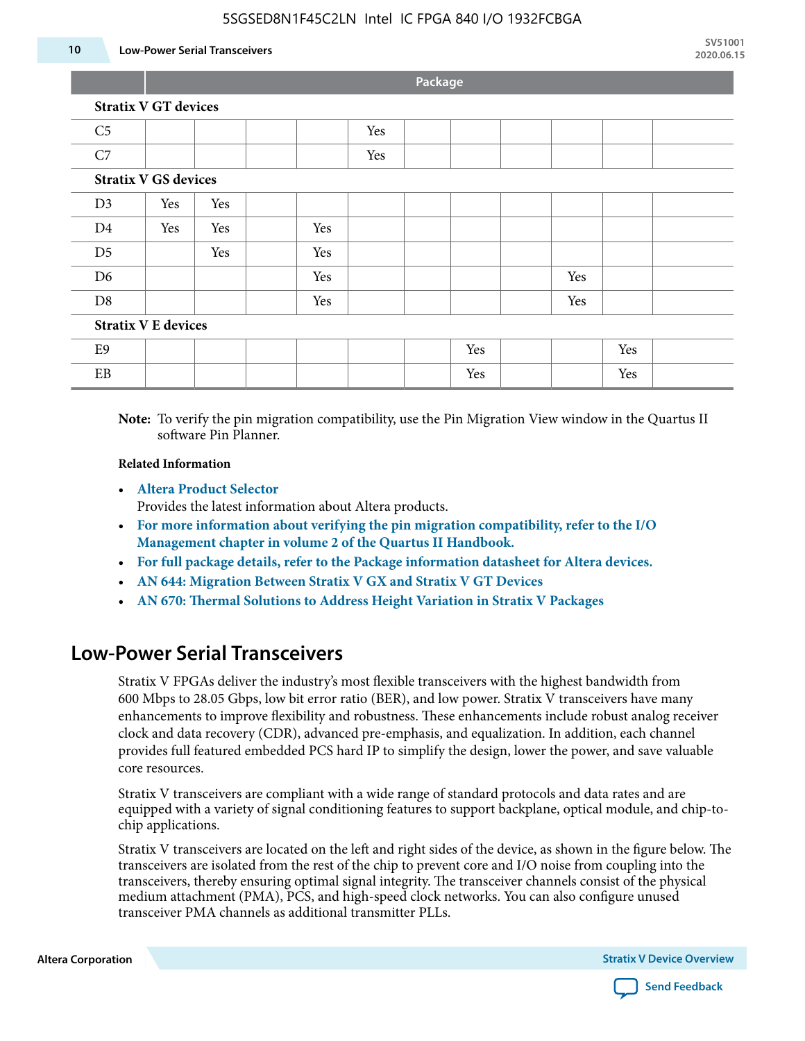| | Package | | | | | | | | | | |
|---|---|---|---|---|---|---|---|---|---|---|---|
| **Stratix V GT devices** | | | | | | | | | | | |
| C5 | | | | | Yes | | | | | | |
| C7 | | | | | Yes | | | | | | |
| **Stratix V GS devices** | | | | | | | | | | | |
| D3 | Yes | Yes | | | | | | | | | |
| D4 | Yes | Yes | | Yes | | | | | | | |
| D5 | | Yes | | Yes | | | | | | | |
| D6 | | | | Yes | | | | | Yes | | |
| D8 | | | | Yes | | | | | Yes | | |
| **Stratix V E devices** | | | | | | | | | | | |
| E9 | | | | | | | Yes | | | Yes | |
| EB | | | | | | | Yes | | | Yes | |

**Note:** To verify the pin migration compatibility, use the Pin Migration View window in the Quartus II software Pin Planner.

**Related Information**

- **Altera Product Selector**
  Provides the latest information about Altera products.
- **For more information about verifying the pin migration compatibility, refer to the I/O Management chapter in volume 2 of the Quartus II Handbook.**
- **For full package details, refer to the Package information datasheet for Altera devices.**
- **AN 644: Migration Between Stratix V GX and Stratix V GT Devices**
- **AN 670: Thermal Solutions to Address Height Variation in Stratix V Packages**

## Low-Power Serial Transceivers

Stratix V FPGAs deliver the industry's most flexible transceivers with the highest bandwidth from 600 Mbps to 28.05 Gbps, low bit error ratio (BER), and low power. Stratix V transceivers have many enhancements to improve flexibility and robustness. These enhancements include robust analog receiver clock and data recovery (CDR), advanced pre-emphasis, and equalization. In addition, each channel provides full featured embedded PCS hard IP to simplify the design, lower the power, and save valuable core resources.

Stratix V transceivers are compliant with a wide range of standard protocols and data rates and are equipped with a variety of signal conditioning features to support backplane, optical module, and chip-to-chip applications.

Stratix V transceivers are located on the left and right sides of the device, as shown in the figure below. The transceivers are isolated from the rest of the chip to prevent core and I/O noise from coupling into the transceivers, thereby ensuring optimal signal integrity. The transceiver channels consist of the physical medium attachment (PMA), PCS, and high-speed clock networks. You can also configure unused transceiver PMA channels as additional transmitter PLLs.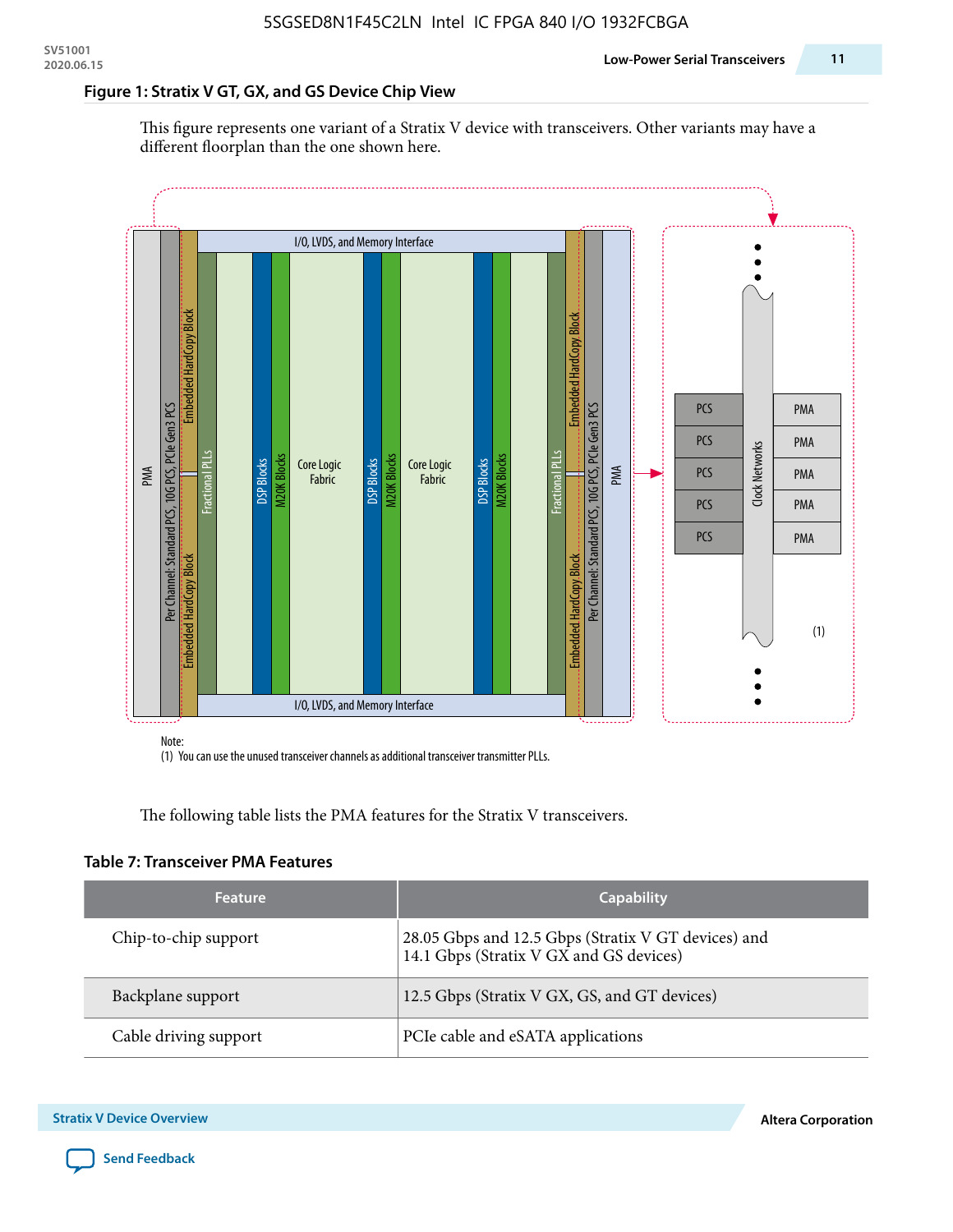#### Figure 1: Stratix V GT, GX, and GS Device Chip View

This figure represents one variant of a Stratix V device with transceivers. Other variants may have a different floorplan than the one shown here.

Note:
(1) You can use the unused transceiver channels as additional transceiver transmitter PLLs.

The following table lists the PMA features for the Stratix V transceivers.

#### Table 7: Transceiver PMA Features

| Feature | Capability |
| --- | --- |
| Chip-to-chip support | 28.05 Gbps and 12.5 Gbps (Stratix V GT devices) and 14.1 Gbps (Stratix V GX and GS devices) |
| Backplane support | 12.5 Gbps (Stratix V GX, GS, and GT devices) |
| Cable driving support | PCIe cable and eSATA applications |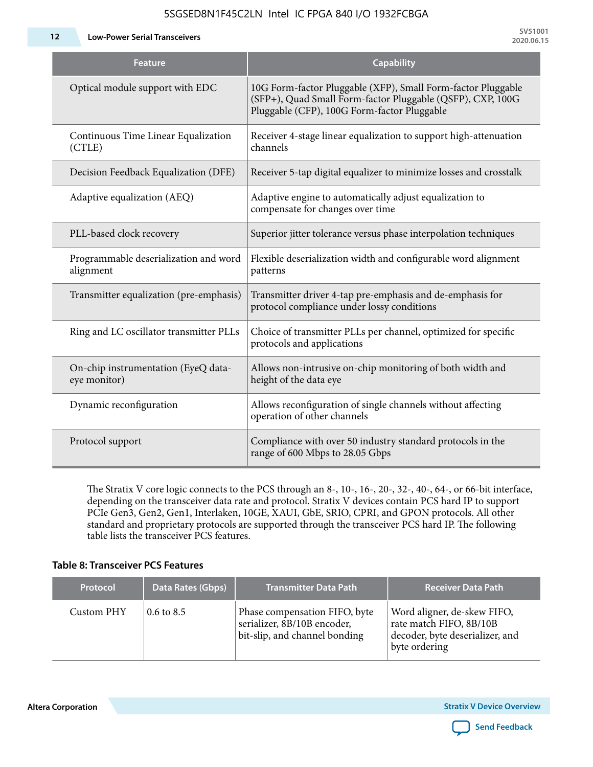| Feature | Capability |
| --- | --- |
| Optical module support with EDC | 10G Form-factor Pluggable (XFP), Small Form-factor Pluggable (SFP+), Quad Small Form-factor Pluggable (QSFP), CXP, 100G Pluggable (CFP), 100G Form-factor Pluggable |
| Continuous Time Linear Equalization (CTLE) | Receiver 4-stage linear equalization to support high-attenuation channels |
| Decision Feedback Equalization (DFE) | Receiver 5-tap digital equalizer to minimize losses and crosstalk |
| Adaptive equalization (AEQ) | Adaptive engine to automatically adjust equalization to compensate for changes over time |
| PLL-based clock recovery | Superior jitter tolerance versus phase interpolation techniques |
| Programmable deserialization and word alignment | Flexible deserialization width and configurable word alignment patterns |
| Transmitter equalization (pre-emphasis) | Transmitter driver 4-tap pre-emphasis and de-emphasis for protocol compliance under lossy conditions |
| Ring and LC oscillator transmitter PLLs | Choice of transmitter PLLs per channel, optimized for specific protocols and applications |
| On-chip instrumentation (EyeQ data-eye monitor) | Allows non-intrusive on-chip monitoring of both width and height of the data eye |
| Dynamic reconfiguration | Allows reconfiguration of single channels without affecting operation of other channels |
| Protocol support | Compliance with over 50 industry standard protocols in the range of 600 Mbps to 28.05 Gbps |

The Stratix V core logic connects to the PCS through an 8-, 10-, 16-, 20-, 32-, 40-, 64-, or 66-bit interface, depending on the transceiver data rate and protocol. Stratix V devices contain PCS hard IP to support PCIe Gen3, Gen2, Gen1, Interlaken, 10GE, XAUI, GbE, SRIO, CPRI, and GPON protocols. All other standard and proprietary protocols are supported through the transceiver PCS hard IP. The following table lists the transceiver PCS features.

**Table 8: Transceiver PCS Features**

| Protocol | Data Rates (Gbps) | Transmitter Data Path | Receiver Data Path |
| --- | --- | --- | --- |
| Custom PHY | 0.6 to 8.5 | Phase compensation FIFO, byte serializer, 8B/10B encoder, bit-slip, and channel bonding | Word aligner, de-skew FIFO, rate match FIFO, 8B/10B decoder, byte deserializer, and byte ordering |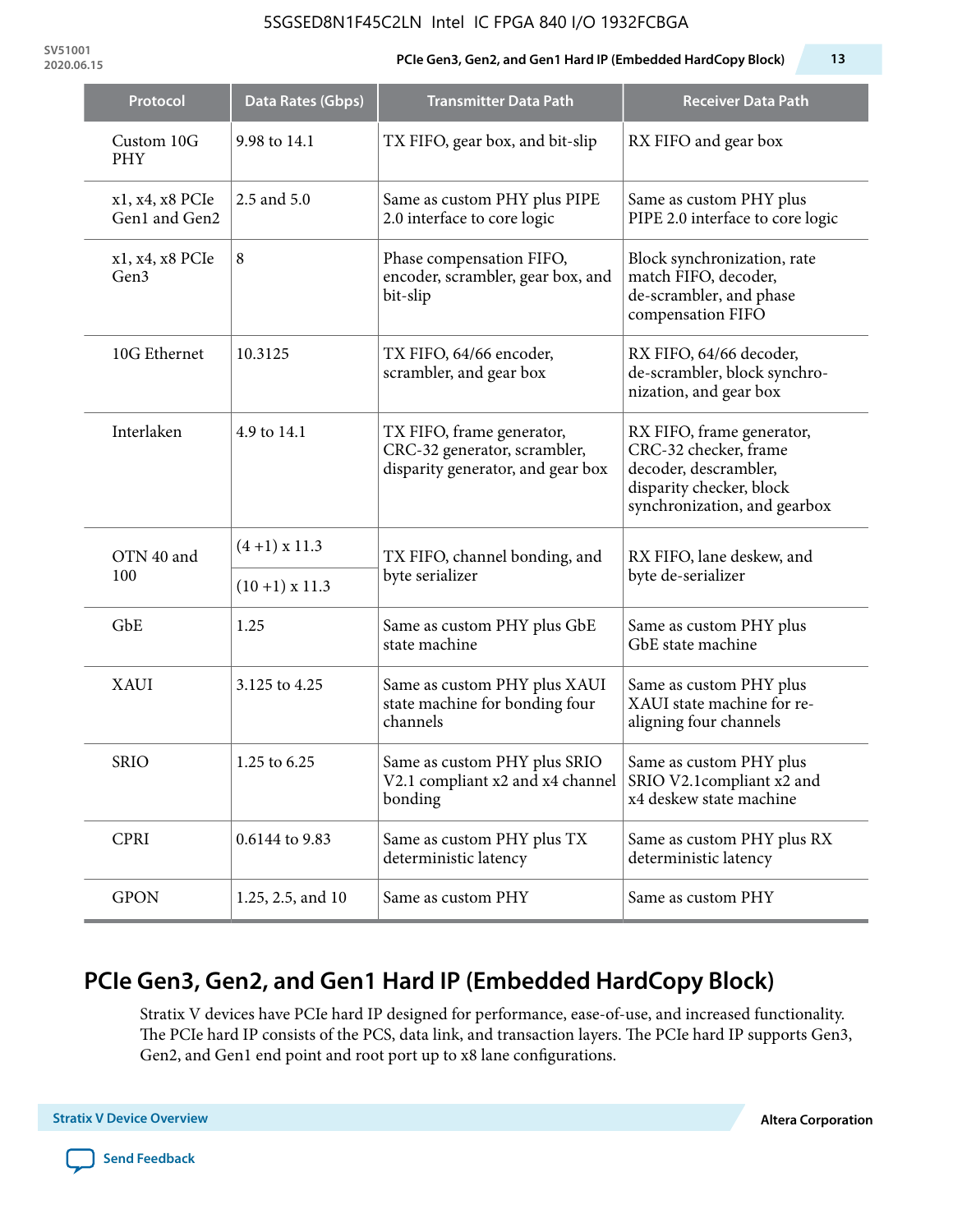| Protocol | Data Rates (Gbps) | Transmitter Data Path | Receiver Data Path |
|---|---|---|---|
| Custom 10G PHY | 9.98 to 14.1 | TX FIFO, gear box, and bit-slip | RX FIFO and gear box |
| x1, x4, x8 PCIe Gen1 and Gen2 | 2.5 and 5.0 | Same as custom PHY plus PIPE 2.0 interface to core logic | Same as custom PHY plus PIPE 2.0 interface to core logic |
| x1, x4, x8 PCIe Gen3 | 8 | Phase compensation FIFO, encoder, scrambler, gear box, and bit-slip | Block synchronization, rate match FIFO, decoder, de-scrambler, and phase compensation FIFO |
| 10G Ethernet | 10.3125 | TX FIFO, 64/66 encoder, scrambler, and gear box | RX FIFO, 64/66 decoder, de-scrambler, block synchro-nization, and gear box |
| Interlaken | 4.9 to 14.1 | TX FIFO, frame generator, CRC-32 generator, scrambler, disparity generator, and gear box | RX FIFO, frame generator, CRC-32 checker, frame decoder, descrambler, disparity checker, block synchronization, and gearbox |
| OTN 40 and 100 | (4 +1) x 11.3 | TX FIFO, channel bonding, and byte serializer | RX FIFO, lane deskew, and byte de-serializer |
| | (10 +1) x 11.3 | | |
| GbE | 1.25 | Same as custom PHY plus GbE state machine | Same as custom PHY plus GbE state machine |
| XAUI | 3.125 to 4.25 | Same as custom PHY plus XAUI state machine for bonding four channels | Same as custom PHY plus XAUI state machine for re-aligning four channels |
| SRIO | 1.25 to 6.25 | Same as custom PHY plus SRIO V2.1 compliant x2 and x4 channel bonding | Same as custom PHY plus SRIO V2.1compliant x2 and x4 deskew state machine |
| CPRI | 0.6144 to 9.83 | Same as custom PHY plus TX deterministic latency | Same as custom PHY plus RX deterministic latency |
| GPON | 1.25, 2.5, and 10 | Same as custom PHY | Same as custom PHY |

## PCIe Gen3, Gen2, and Gen1 Hard IP (Embedded HardCopy Block)

Stratix V devices have PCIe hard IP designed for performance, ease-of-use, and increased functionality. The PCIe hard IP consists of the PCS, data link, and transaction layers. The PCIe hard IP supports Gen3, Gen2, and Gen1 end point and root port up to x8 lane configurations.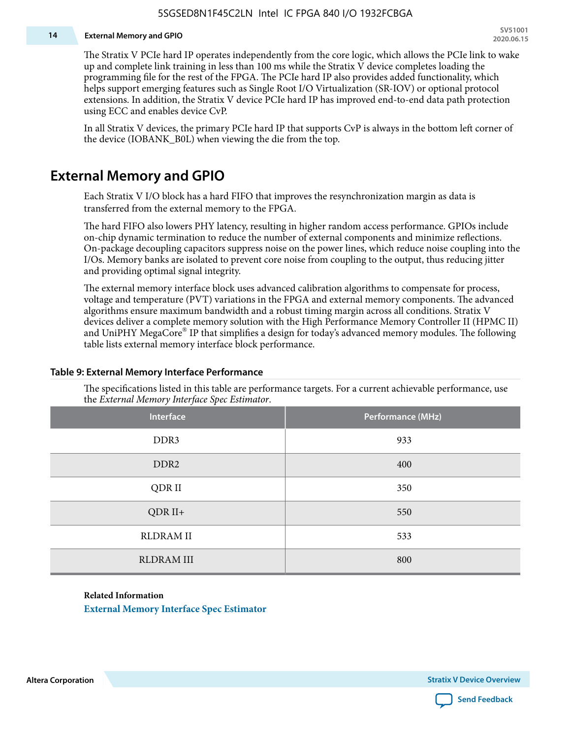The Stratix V PCIe hard IP operates independently from the core logic, which allows the PCIe link to wake up and complete link training in less than 100 ms while the Stratix V device completes loading the programming file for the rest of the FPGA. The PCIe hard IP also provides added functionality, which helps support emerging features such as Single Root I/O Virtualization (SR-IOV) or optional protocol extensions. In addition, the Stratix V device PCIe hard IP has improved end-to-end data path protection using ECC and enables device CvP.

In all Stratix V devices, the primary PCIe hard IP that supports CvP is always in the bottom left corner of the device (IOBANK_B0L) when viewing the die from the top.

## External Memory and GPIO

Each Stratix V I/O block has a hard FIFO that improves the resynchronization margin as data is transferred from the external memory to the FPGA.

The hard FIFO also lowers PHY latency, resulting in higher random access performance. GPIOs include on-chip dynamic termination to reduce the number of external components and minimize reflections. On-package decoupling capacitors suppress noise on the power lines, which reduce noise coupling into the I/Os. Memory banks are isolated to prevent core noise from coupling to the output, thus reducing jitter and providing optimal signal integrity.

The external memory interface block uses advanced calibration algorithms to compensate for process, voltage and temperature (PVT) variations in the FPGA and external memory components. The advanced algorithms ensure maximum bandwidth and a robust timing margin across all conditions. Stratix V devices deliver a complete memory solution with the High Performance Memory Controller II (HPMC II) and UniPHY MegaCore® IP that simplifies a design for today's advanced memory modules. The following table lists external memory interface block performance.

**Table 9: External Memory Interface Performance**

The specifications listed in this table are performance targets. For a current achievable performance, use the *External Memory Interface Spec Estimator*.

| Interface | Performance (MHz) |
|---|---|
| DDR3 | 933 |
| DDR2 | 400 |
| QDR II | 350 |
| QDR II+ | 550 |
| RLDRAM II | 533 |
| RLDRAM III | 800 |

**Related Information**

External Memory Interface Spec Estimator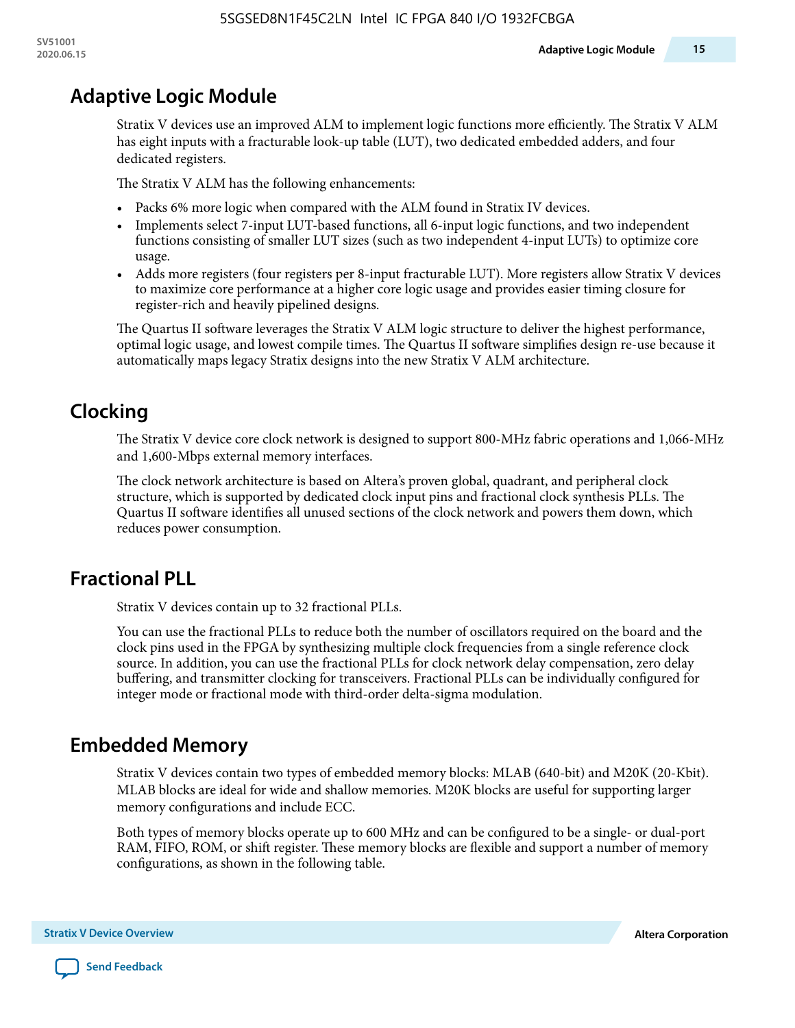## Adaptive Logic Module

Stratix V devices use an improved ALM to implement logic functions more efficiently. The Stratix V ALM has eight inputs with a fracturable look-up table (LUT), two dedicated embedded adders, and four dedicated registers.

The Stratix V ALM has the following enhancements:

- Packs 6% more logic when compared with the ALM found in Stratix IV devices.
- Implements select 7-input LUT-based functions, all 6-input logic functions, and two independent functions consisting of smaller LUT sizes (such as two independent 4-input LUTs) to optimize core usage.
- Adds more registers (four registers per 8-input fracturable LUT). More registers allow Stratix V devices to maximize core performance at a higher core logic usage and provides easier timing closure for register-rich and heavily pipelined designs.

The Quartus II software leverages the Stratix V ALM logic structure to deliver the highest performance, optimal logic usage, and lowest compile times. The Quartus II software simplifies design re-use because it automatically maps legacy Stratix designs into the new Stratix V ALM architecture.

## Clocking

The Stratix V device core clock network is designed to support 800-MHz fabric operations and 1,066-MHz and 1,600-Mbps external memory interfaces.

The clock network architecture is based on Altera's proven global, quadrant, and peripheral clock structure, which is supported by dedicated clock input pins and fractional clock synthesis PLLs. The Quartus II software identifies all unused sections of the clock network and powers them down, which reduces power consumption.

## Fractional PLL

Stratix V devices contain up to 32 fractional PLLs.

You can use the fractional PLLs to reduce both the number of oscillators required on the board and the clock pins used in the FPGA by synthesizing multiple clock frequencies from a single reference clock source. In addition, you can use the fractional PLLs for clock network delay compensation, zero delay buffering, and transmitter clocking for transceivers. Fractional PLLs can be individually configured for integer mode or fractional mode with third-order delta-sigma modulation.

## Embedded Memory

Stratix V devices contain two types of embedded memory blocks: MLAB (640-bit) and M20K (20-Kbit). MLAB blocks are ideal for wide and shallow memories. M20K blocks are useful for supporting larger memory configurations and include ECC.

Both types of memory blocks operate up to 600 MHz and can be configured to be a single- or dual-port RAM, FIFO, ROM, or shift register. These memory blocks are flexible and support a number of memory configurations, as shown in the following table.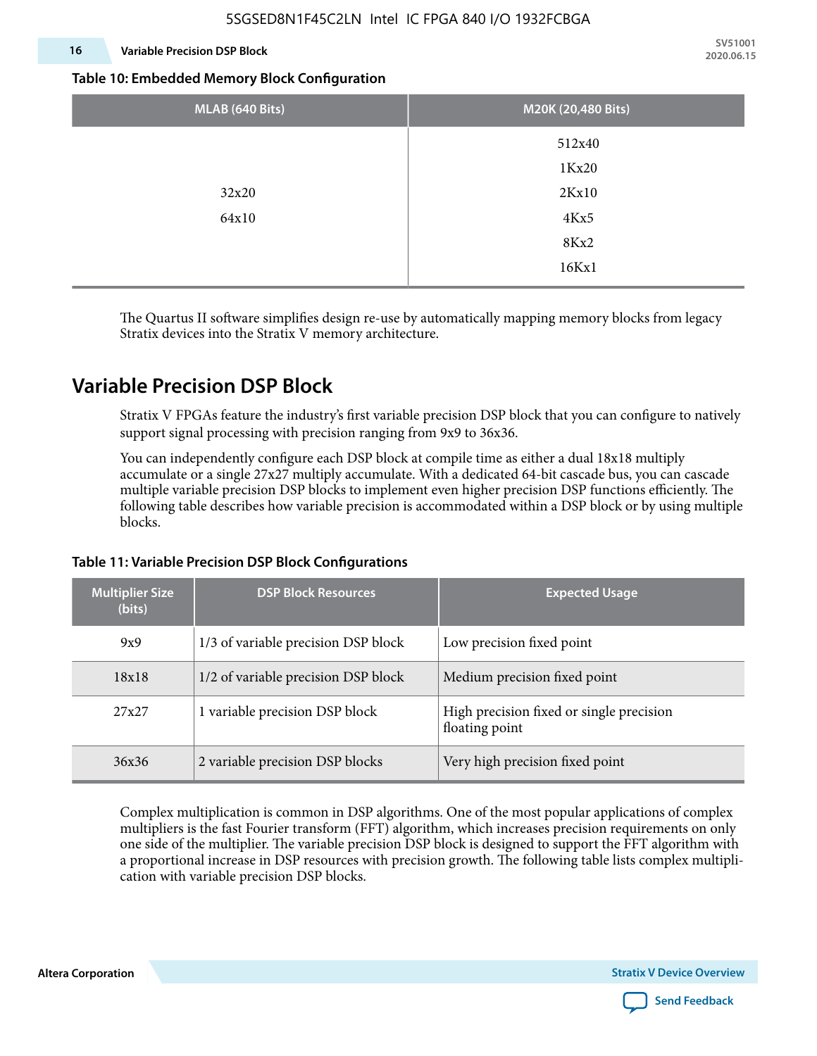**Table 10: Embedded Memory Block Configuration**

| MLAB (640 Bits) | M20K (20,480 Bits) |
|---|---|
| 32x20<br>64x10 | 512x40<br>1Kx20<br>2Kx10<br>4Kx5<br>8Kx2<br>16Kx1 |

The Quartus II software simplifies design re-use by automatically mapping memory blocks from legacy Stratix devices into the Stratix V memory architecture.

## Variable Precision DSP Block

Stratix V FPGAs feature the industry's first variable precision DSP block that you can configure to natively support signal processing with precision ranging from 9x9 to 36x36.

You can independently configure each DSP block at compile time as either a dual 18x18 multiply accumulate or a single 27x27 multiply accumulate. With a dedicated 64-bit cascade bus, you can cascade multiple variable precision DSP blocks to implement even higher precision DSP functions efficiently. The following table describes how variable precision is accommodated within a DSP block or by using multiple blocks.

**Table 11: Variable Precision DSP Block Configurations**

| Multiplier Size (bits) | DSP Block Resources | Expected Usage |
|---|---|---|
| 9x9 | 1/3 of variable precision DSP block | Low precision fixed point |
| 18x18 | 1/2 of variable precision DSP block | Medium precision fixed point |
| 27x27 | 1 variable precision DSP block | High precision fixed or single precision floating point |
| 36x36 | 2 variable precision DSP blocks | Very high precision fixed point |

Complex multiplication is common in DSP algorithms. One of the most popular applications of complex multipliers is the fast Fourier transform (FFT) algorithm, which increases precision requirements on only one side of the multiplier. The variable precision DSP block is designed to support the FFT algorithm with a proportional increase in DSP resources with precision growth. The following table lists complex multiplication with variable precision DSP blocks.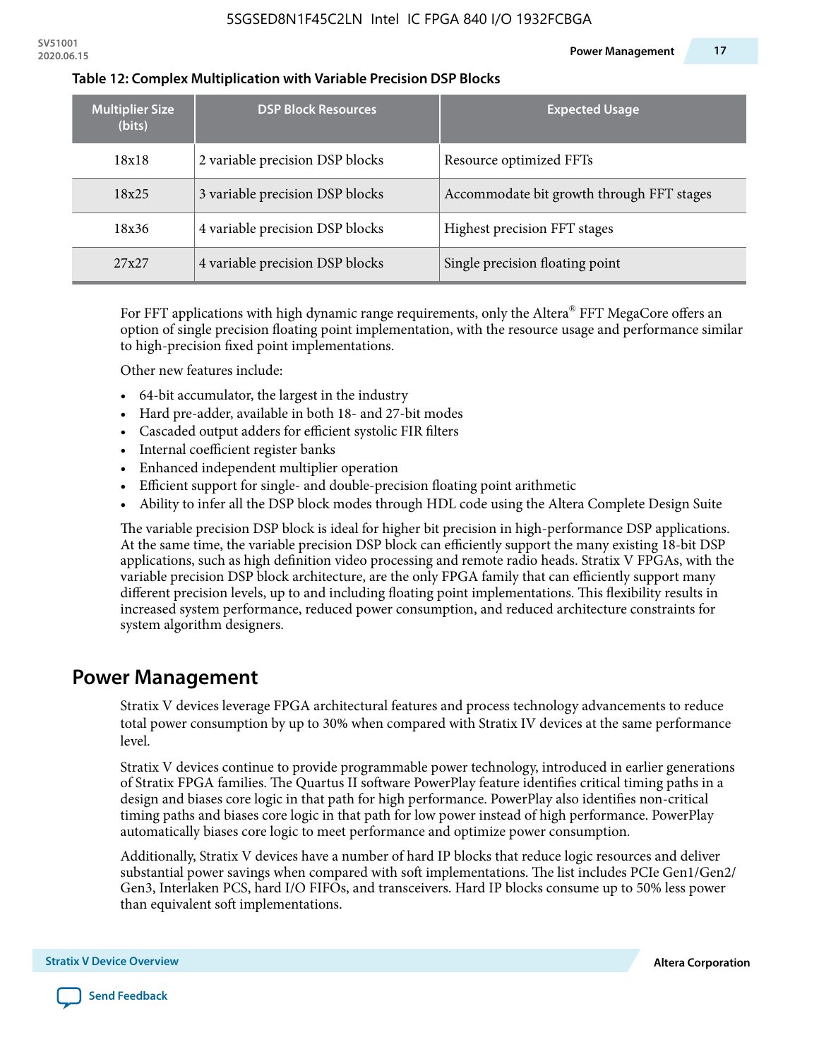**Table 12: Complex Multiplication with Variable Precision DSP Blocks**

| Multiplier Size (bits) | DSP Block Resources | Expected Usage |
|---|---|---|
| 18x18 | 2 variable precision DSP blocks | Resource optimized FFTs |
| 18x25 | 3 variable precision DSP blocks | Accommodate bit growth through FFT stages |
| 18x36 | 4 variable precision DSP blocks | Highest precision FFT stages |
| 27x27 | 4 variable precision DSP blocks | Single precision floating point |

For FFT applications with high dynamic range requirements, only the Altera® FFT MegaCore offers an option of single precision floating point implementation, with the resource usage and performance similar to high-precision fixed point implementations.

Other new features include:

- 64-bit accumulator, the largest in the industry
- Hard pre-adder, available in both 18- and 27-bit modes
- Cascaded output adders for efficient systolic FIR filters
- Internal coefficient register banks
- Enhanced independent multiplier operation
- Efficient support for single- and double-precision floating point arithmetic
- Ability to infer all the DSP block modes through HDL code using the Altera Complete Design Suite

The variable precision DSP block is ideal for higher bit precision in high-performance DSP applications. At the same time, the variable precision DSP block can efficiently support the many existing 18-bit DSP applications, such as high definition video processing and remote radio heads. Stratix V FPGAs, with the variable precision DSP block architecture, are the only FPGA family that can efficiently support many different precision levels, up to and including floating point implementations. This flexibility results in increased system performance, reduced power consumption, and reduced architecture constraints for system algorithm designers.

## Power Management

Stratix V devices leverage FPGA architectural features and process technology advancements to reduce total power consumption by up to 30% when compared with Stratix IV devices at the same performance level.

Stratix V devices continue to provide programmable power technology, introduced in earlier generations of Stratix FPGA families. The Quartus II software PowerPlay feature identifies critical timing paths in a design and biases core logic in that path for high performance. PowerPlay also identifies non-critical timing paths and biases core logic in that path for low power instead of high performance. PowerPlay automatically biases core logic to meet performance and optimize power consumption.

Additionally, Stratix V devices have a number of hard IP blocks that reduce logic resources and deliver substantial power savings when compared with soft implementations. The list includes PCIe Gen1/Gen2/Gen3, Interlaken PCS, hard I/O FIFOs, and transceivers. Hard IP blocks consume up to 50% less power than equivalent soft implementations.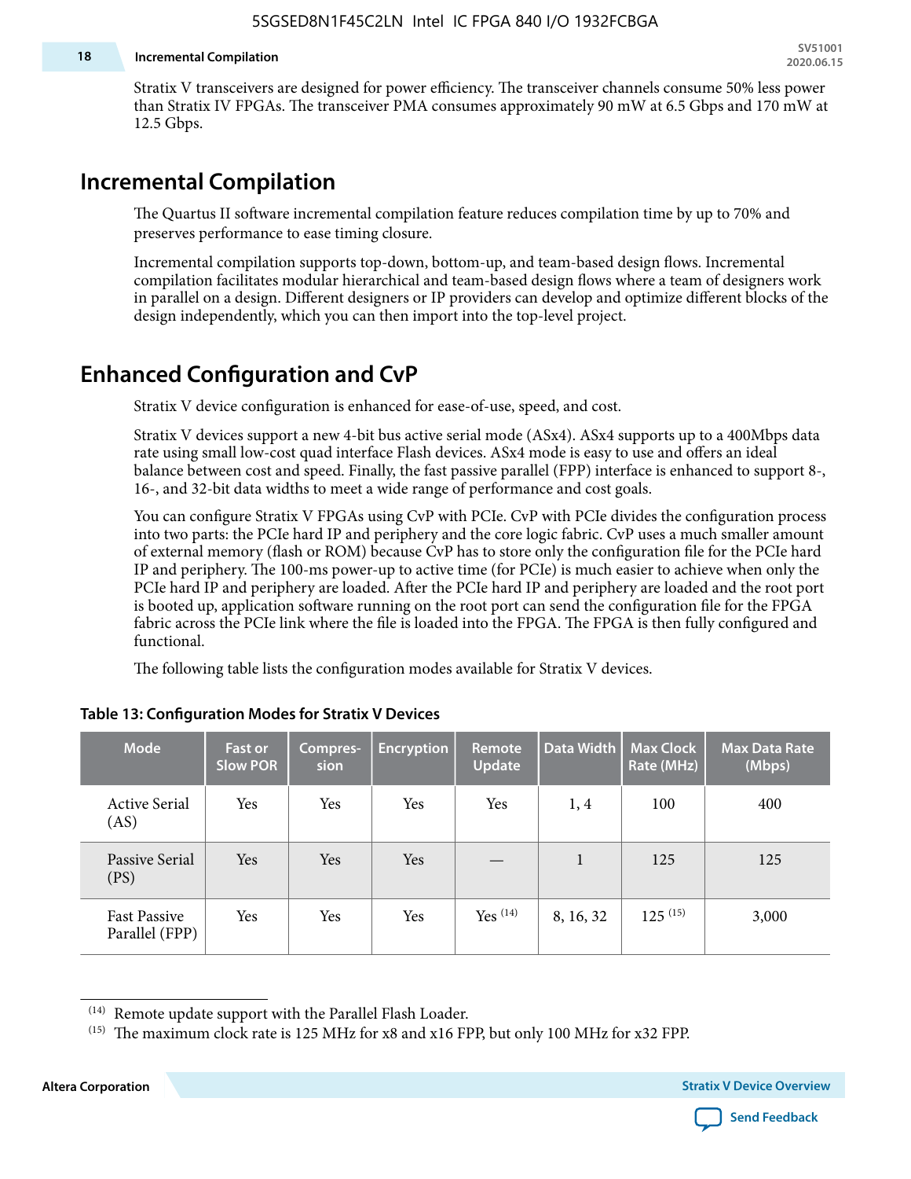Stratix V transceivers are designed for power efficiency. The transceiver channels consume 50% less power than Stratix IV FPGAs. The transceiver PMA consumes approximately 90 mW at 6.5 Gbps and 170 mW at 12.5 Gbps.

## Incremental Compilation

The Quartus II software incremental compilation feature reduces compilation time by up to 70% and preserves performance to ease timing closure.

Incremental compilation supports top-down, bottom-up, and team-based design flows. Incremental compilation facilitates modular hierarchical and team-based design flows where a team of designers work in parallel on a design. Different designers or IP providers can develop and optimize different blocks of the design independently, which you can then import into the top-level project.

## Enhanced Configuration and CvP

Stratix V device configuration is enhanced for ease-of-use, speed, and cost.

Stratix V devices support a new 4-bit bus active serial mode (ASx4). ASx4 supports up to a 400Mbps data rate using small low-cost quad interface Flash devices. ASx4 mode is easy to use and offers an ideal balance between cost and speed. Finally, the fast passive parallel (FPP) interface is enhanced to support 8-, 16-, and 32-bit data widths to meet a wide range of performance and cost goals.

You can configure Stratix V FPGAs using CvP with PCIe. CvP with PCIe divides the configuration process into two parts: the PCIe hard IP and periphery and the core logic fabric. CvP uses a much smaller amount of external memory (flash or ROM) because CvP has to store only the configuration file for the PCIe hard IP and periphery. The 100-ms power-up to active time (for PCIe) is much easier to achieve when only the PCIe hard IP and periphery are loaded. After the PCIe hard IP and periphery are loaded and the root port is booted up, application software running on the root port can send the configuration file for the FPGA fabric across the PCIe link where the file is loaded into the FPGA. The FPGA is then fully configured and functional.

The following table lists the configuration modes available for Stratix V devices.

**Table 13: Configuration Modes for Stratix V Devices**

| Mode | Fast or Slow POR | Compres-sion | Encryption | Remote Update | Data Width | Max Clock Rate (MHz) | Max Data Rate (Mbps) |
|---|---|---|---|---|---|---|---|
| Active Serial (AS) | Yes | Yes | Yes | Yes | 1, 4 | 100 | 400 |
| Passive Serial (PS) | Yes | Yes | Yes | — | 1 | 125 | 125 |
| Fast Passive Parallel (FPP) | Yes | Yes | Yes | Yes [14] | 8, 16, 32 | 125 [15] | 3,000 |

[14] Remote update support with the Parallel Flash Loader.

[15] The maximum clock rate is 125 MHz for x8 and x16 FPP, but only 100 MHz for x32 FPP.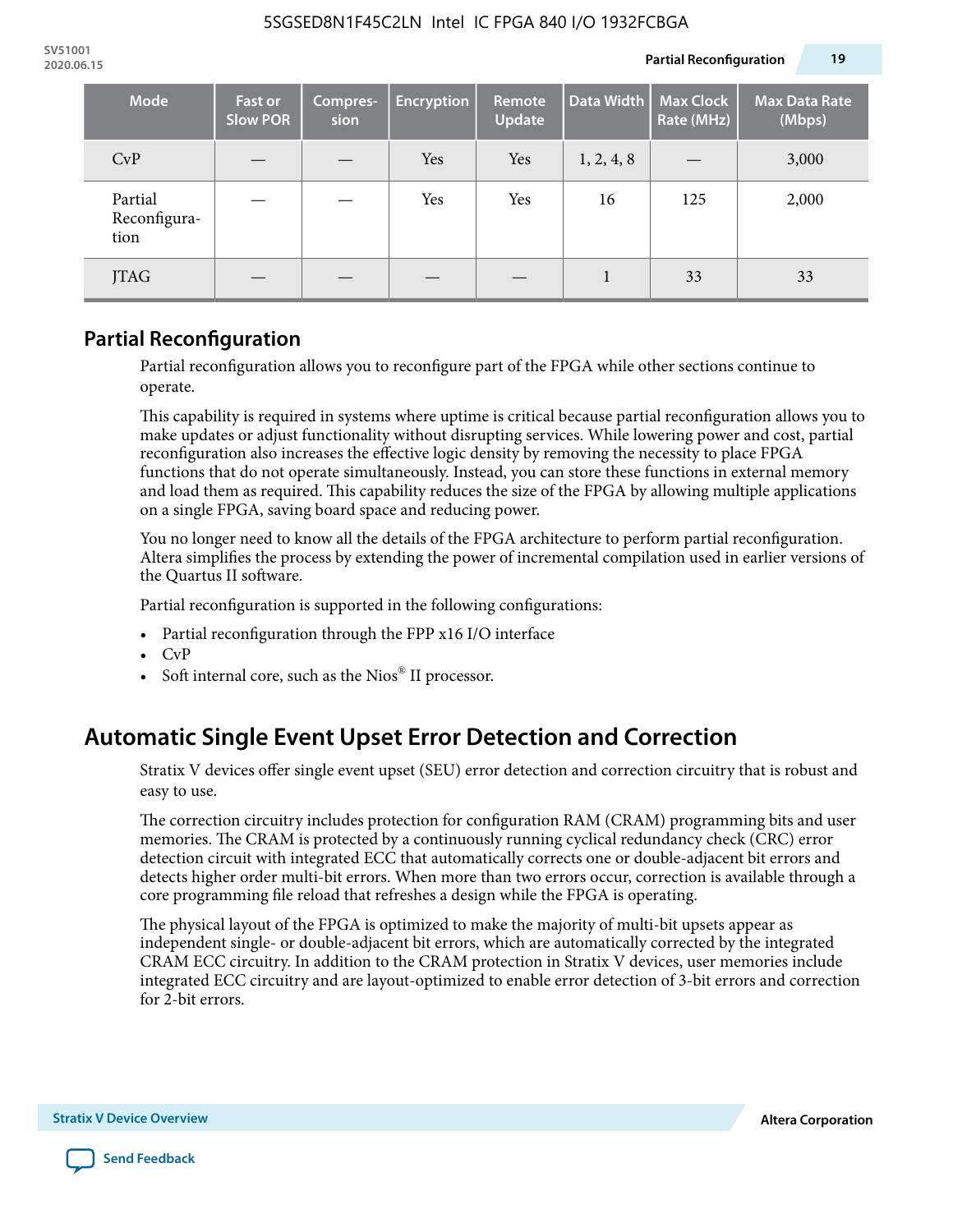| Mode | Fast or Slow POR | Compres-sion | Encryption | Remote Update | Data Width | Max Clock Rate (MHz) | Max Data Rate (Mbps) |
|---|---|---|---|---|---|---|---|
| CvP | — | — | Yes | Yes | 1, 2, 4, 8 | — | 3,000 |
| Partial Reconfigura-tion | — | — | Yes | Yes | 16 | 125 | 2,000 |
| JTAG | — | — | — | — | 1 | 33 | 33 |

## Partial Reconfiguration

Partial reconfiguration allows you to reconfigure part of the FPGA while other sections continue to operate.

This capability is required in systems where uptime is critical because partial reconfiguration allows you to make updates or adjust functionality without disrupting services. While lowering power and cost, partial reconfiguration also increases the effective logic density by removing the necessity to place FPGA functions that do not operate simultaneously. Instead, you can store these functions in external memory and load them as required. This capability reduces the size of the FPGA by allowing multiple applications on a single FPGA, saving board space and reducing power.

You no longer need to know all the details of the FPGA architecture to perform partial reconfiguration. Altera simplifies the process by extending the power of incremental compilation used in earlier versions of the Quartus II software.

Partial reconfiguration is supported in the following configurations:

- Partial reconfiguration through the FPP x16 I/O interface
- CvP
- Soft internal core, such as the Nios® II processor.

# Automatic Single Event Upset Error Detection and Correction

Stratix V devices offer single event upset (SEU) error detection and correction circuitry that is robust and easy to use.

The correction circuitry includes protection for configuration RAM (CRAM) programming bits and user memories. The CRAM is protected by a continuously running cyclical redundancy check (CRC) error detection circuit with integrated ECC that automatically corrects one or double-adjacent bit errors and detects higher order multi-bit errors. When more than two errors occur, correction is available through a core programming file reload that refreshes a design while the FPGA is operating.

The physical layout of the FPGA is optimized to make the majority of multi-bit upsets appear as independent single- or double-adjacent bit errors, which are automatically corrected by the integrated CRAM ECC circuitry. In addition to the CRAM protection in Stratix V devices, user memories include integrated ECC circuitry and are layout-optimized to enable error detection of 3-bit errors and correction for 2-bit errors.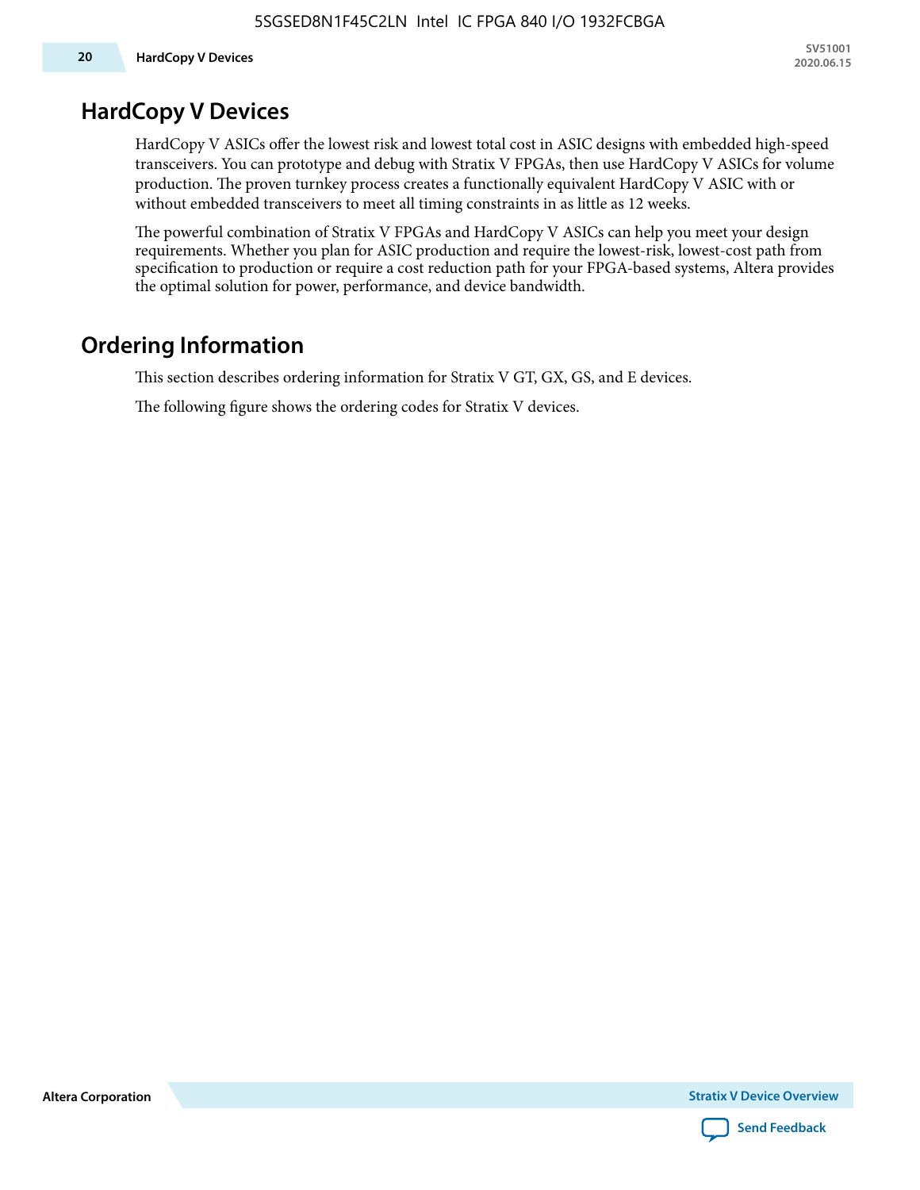# HardCopy V Devices

HardCopy V ASICs offer the lowest risk and lowest total cost in ASIC designs with embedded high-speed transceivers. You can prototype and debug with Stratix V FPGAs, then use HardCopy V ASICs for volume production. The proven turnkey process creates a functionally equivalent HardCopy V ASIC with or without embedded transceivers to meet all timing constraints in as little as 12 weeks.

The powerful combination of Stratix V FPGAs and HardCopy V ASICs can help you meet your design requirements. Whether you plan for ASIC production and require the lowest-risk, lowest-cost path from specification to production or require a cost reduction path for your FPGA-based systems, Altera provides the optimal solution for power, performance, and device bandwidth.

# Ordering Information

This section describes ordering information for Stratix V GT, GX, GS, and E devices.

The following figure shows the ordering codes for Stratix V devices.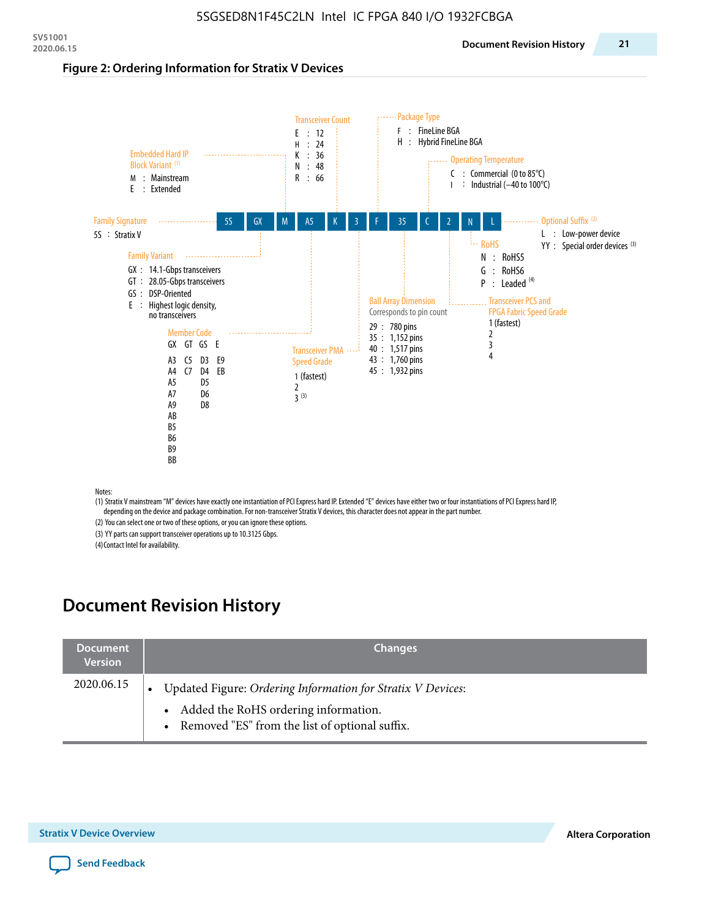### Figure 2: Ordering Information for Stratix V Devices

5S | GX | M | A5 | K | 3 | F | 35 | C | 2 | N | L

**Family Signature**
5S : Stratix V

**Family Variant**
GX : 14.1-Gbps transceivers
GT : 28.05-Gbps transceivers
GS : DSP-Oriented
E : Highest logic density, no transceivers

**Embedded Hard IP Block Variant** [1]
M : Mainstream
E : Extended

**Member Code**

| GX | GT | GS | E |
|---|---|---|---|
| A3 | C5 | D3 | E9 |
| A4 | C7 | D4 | EB |
| A5 | | D5 | |
| A7 | | D6 | |
| A9 | | D8 | |
| AB | | | |
| B5 | | | |
| B6 | | | |
| B9 | | | |
| BB | | | |

**Transceiver Count**
E : 12
H : 24
K : 36
N : 48
R : 66

**Transceiver PMA Speed Grade**
1 (fastest)
2
3 [3]

**Package Type**
F : FineLine BGA
H : Hybrid FineLine BGA

**Ball Array Dimension**
Corresponds to pin count
29 : 780 pins
35 : 1,152 pins
40 : 1,517 pins
43 : 1,760 pins
45 : 1,932 pins

**Operating Temperature**
C : Commercial (0 to 85°C)
I : Industrial (–40 to 100°C)

**Transceiver PCS and FPGA Fabric Speed Grade**
1 (fastest)
2
3
4

**RoHS**
N : RoHS5
G : RoHS6
P : Leaded [4]

**Optional Suffix** [2]
L : Low-power device
YY : Special order devices [3]

Notes:
(1) Stratix V mainstream "M" devices have exactly one instantiation of PCI Express hard IP. Extended "E" devices have either two or four instantiations of PCI Express hard IP, depending on the device and package combination. For non-transceiver Stratix V devices, this character does not appear in the part number.
(2) You can select one or two of these options, or you can ignore these options.
(3) YY parts can support transceiver operations up to 10.3125 Gbps.
(4) Contact Intel for availability.

# Document Revision History

| Document Version | Changes |
|---|---|
| 2020.06.15 | • Updated Figure: *Ordering Information for Stratix V Devices*:<br>  – Added the RoHS ordering information.<br>  – Removed "ES" from the list of optional suffix. |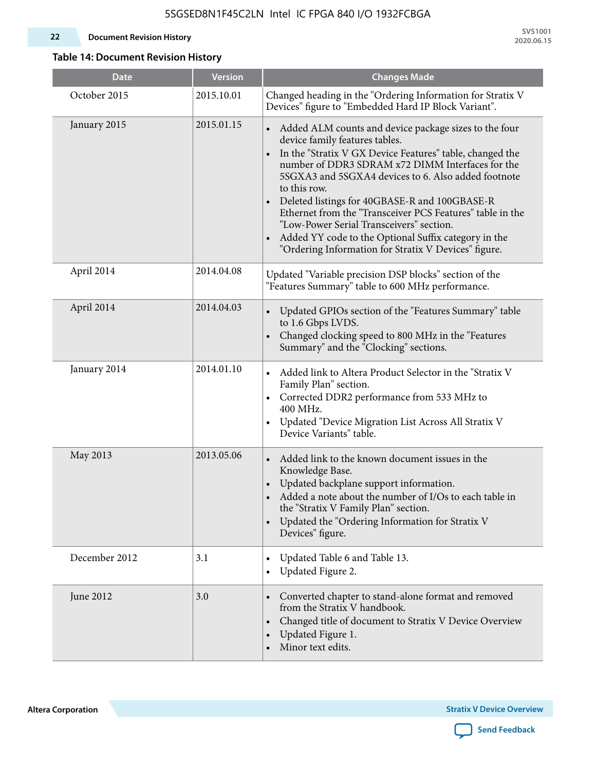**Table 14: Document Revision History**

| Date | Version | Changes Made |
|---|---|---|
| October 2015 | 2015.10.01 | Changed heading in the "Ordering Information for Stratix V Devices" figure to "Embedded Hard IP Block Variant". |
| January 2015 | 2015.01.15 | • Added ALM counts and device package sizes to the four device family features tables.<br>• In the "Stratix V GX Device Features" table, changed the number of DDR3 SDRAM x72 DIMM Interfaces for the 5SGXA3 and 5SGXA4 devices to 6. Also added footnote to this row.<br>• Deleted listings for 40GBASE-R and 100GBASE-R Ethernet from the "Transceiver PCS Features" table in the "Low-Power Serial Transceivers" section.<br>• Added YY code to the Optional Suffix category in the "Ordering Information for Stratix V Devices" figure. |
| April 2014 | 2014.04.08 | Updated "Variable precision DSP blocks" section of the "Features Summary" table to 600 MHz performance. |
| April 2014 | 2014.04.03 | • Updated GPIOs section of the "Features Summary" table to 1.6 Gbps LVDS.<br>• Changed clocking speed to 800 MHz in the "Features Summary" and the "Clocking" sections. |
| January 2014 | 2014.01.10 | • Added link to Altera Product Selector in the "Stratix V Family Plan" section.<br>• Corrected DDR2 performance from 533 MHz to 400 MHz.<br>• Updated "Device Migration List Across All Stratix V Device Variants" table. |
| May 2013 | 2013.05.06 | • Added link to the known document issues in the Knowledge Base.<br>• Updated backplane support information.<br>• Added a note about the number of I/Os to each table in the "Stratix V Family Plan" section.<br>• Updated the "Ordering Information for Stratix V Devices" figure. |
| December 2012 | 3.1 | • Updated Table 6 and Table 13.<br>• Updated Figure 2. |
| June 2012 | 3.0 | • Converted chapter to stand-alone format and removed from the Stratix V handbook.<br>• Changed title of document to Stratix V Device Overview<br>• Updated Figure 1.<br>• Minor text edits. |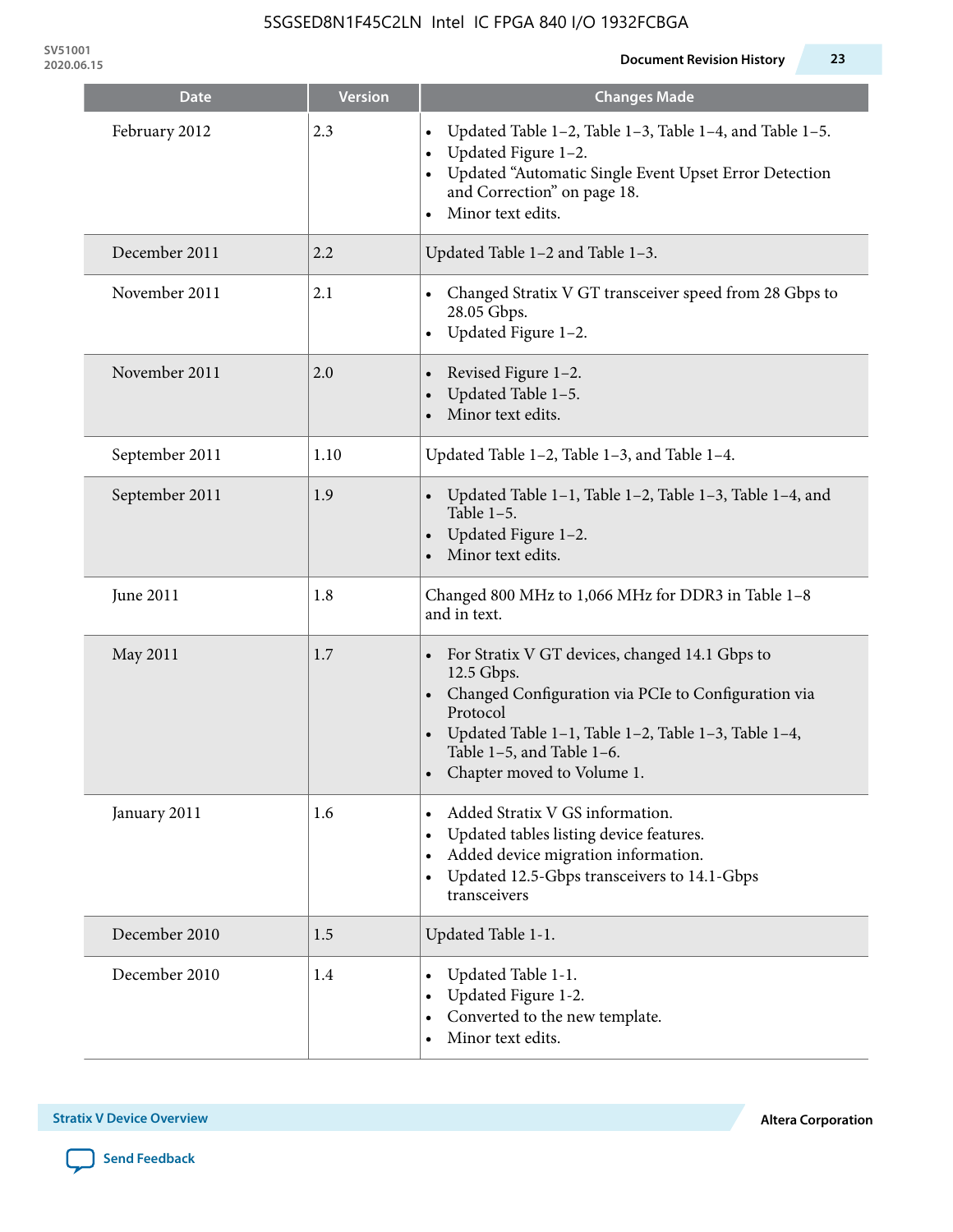| Date | Version | Changes Made |
|---|---|---|
| February 2012 | 2.3 | • Updated Table 1–2, Table 1–3, Table 1–4, and Table 1–5.<br>• Updated Figure 1–2.<br>• Updated "Automatic Single Event Upset Error Detection and Correction" on page 18.<br>• Minor text edits. |
| December 2011 | 2.2 | Updated Table 1–2 and Table 1–3. |
| November 2011 | 2.1 | • Changed Stratix V GT transceiver speed from 28 Gbps to 28.05 Gbps.<br>• Updated Figure 1–2. |
| November 2011 | 2.0 | • Revised Figure 1–2.<br>• Updated Table 1–5.<br>• Minor text edits. |
| September 2011 | 1.10 | Updated Table 1–2, Table 1–3, and Table 1–4. |
| September 2011 | 1.9 | • Updated Table 1–1, Table 1–2, Table 1–3, Table 1–4, and Table 1–5.<br>• Updated Figure 1–2.<br>• Minor text edits. |
| June 2011 | 1.8 | Changed 800 MHz to 1,066 MHz for DDR3 in Table 1–8 and in text. |
| May 2011 | 1.7 | • For Stratix V GT devices, changed 14.1 Gbps to 12.5 Gbps.<br>• Changed Configuration via PCIe to Configuration via Protocol<br>• Updated Table 1–1, Table 1–2, Table 1–3, Table 1–4, Table 1–5, and Table 1–6.<br>• Chapter moved to Volume 1. |
| January 2011 | 1.6 | • Added Stratix V GS information.<br>• Updated tables listing device features.<br>• Added device migration information.<br>• Updated 12.5-Gbps transceivers to 14.1-Gbps transceivers |
| December 2010 | 1.5 | Updated Table 1-1. |
| December 2010 | 1.4 | • Updated Table 1-1.<br>• Updated Figure 1-2.<br>• Converted to the new template.<br>• Minor text edits. |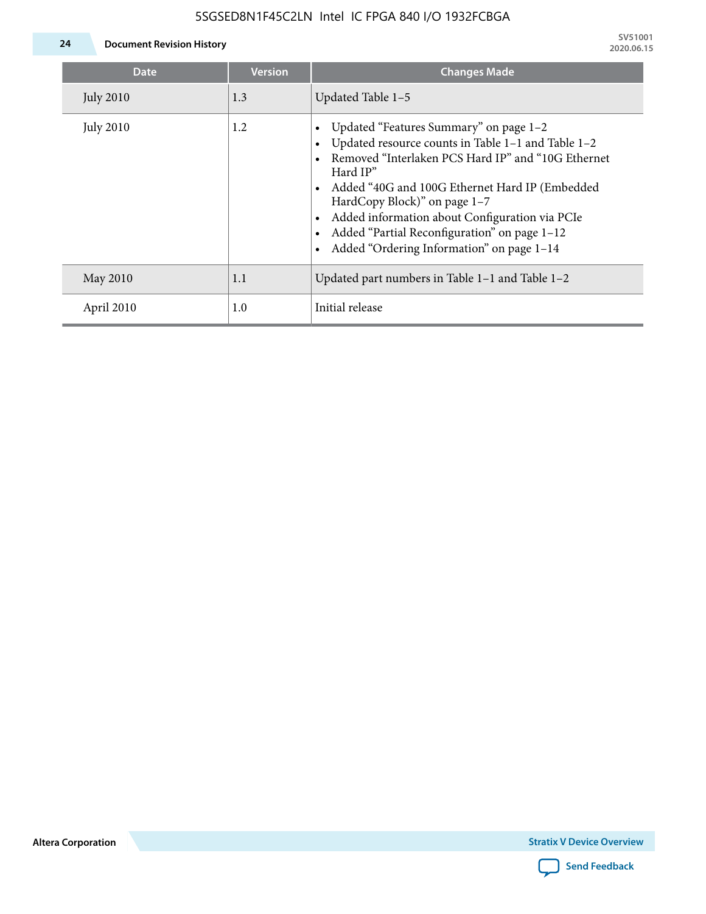| Date | Version | Changes Made |
|---|---|---|
| July 2010 | 1.3 | Updated Table 1–5 |
| July 2010 | 1.2 | • Updated “Features Summary” on page 1–2<br>• Updated resource counts in Table 1–1 and Table 1–2<br>• Removed “Interlaken PCS Hard IP” and “10G Ethernet Hard IP”<br>• Added “40G and 100G Ethernet Hard IP (Embedded HardCopy Block)” on page 1–7<br>• Added information about Configuration via PCIe<br>• Added “Partial Reconfiguration” on page 1–12<br>• Added “Ordering Information” on page 1–14 |
| May 2010 | 1.1 | Updated part numbers in Table 1–1 and Table 1–2 |
| April 2010 | 1.0 | Initial release |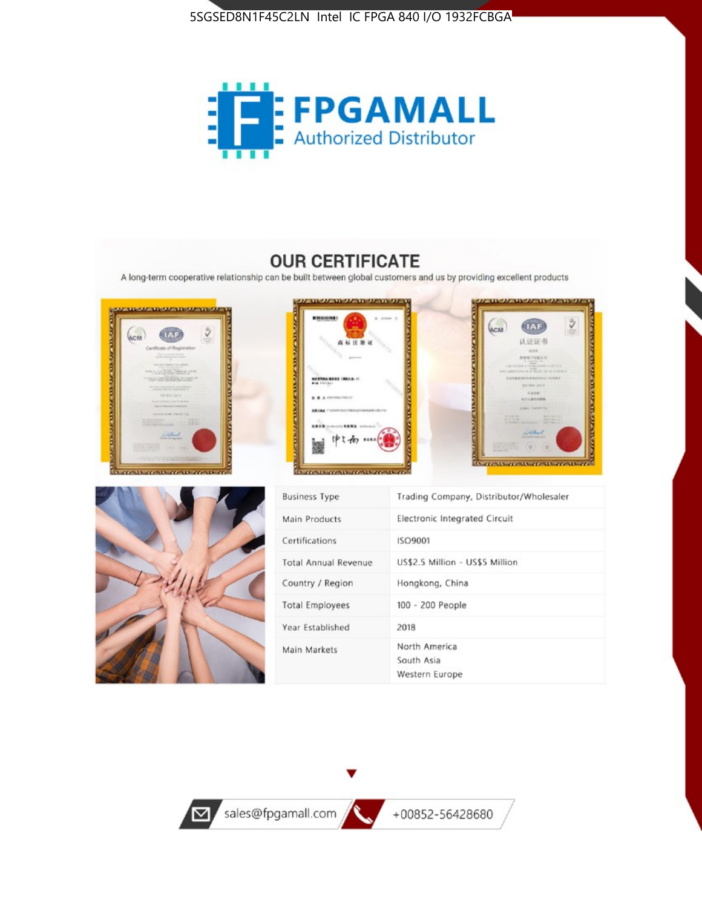FPGAMALL

Authorized Distributor

## OUR CERTIFICATE

A long-term cooperative relationship can be built between global customers and us by providing excellent products

| | |
|---|---|
| Business Type | Trading Company, Distributor/Wholesaler |
| Main Products | Electronic Integrated Circuit |
| Certifications | ISO9001 |
| Total Annual Revenue | US$2.5 Million - US$5 Million |
| Country / Region | Hongkong, China |
| Total Employees | 100 - 200 People |
| Year Established | 2018 |
| Main Markets | North America<br>South Asia<br>Western Europe |

sales@fpgamall.com

+00852-56428680